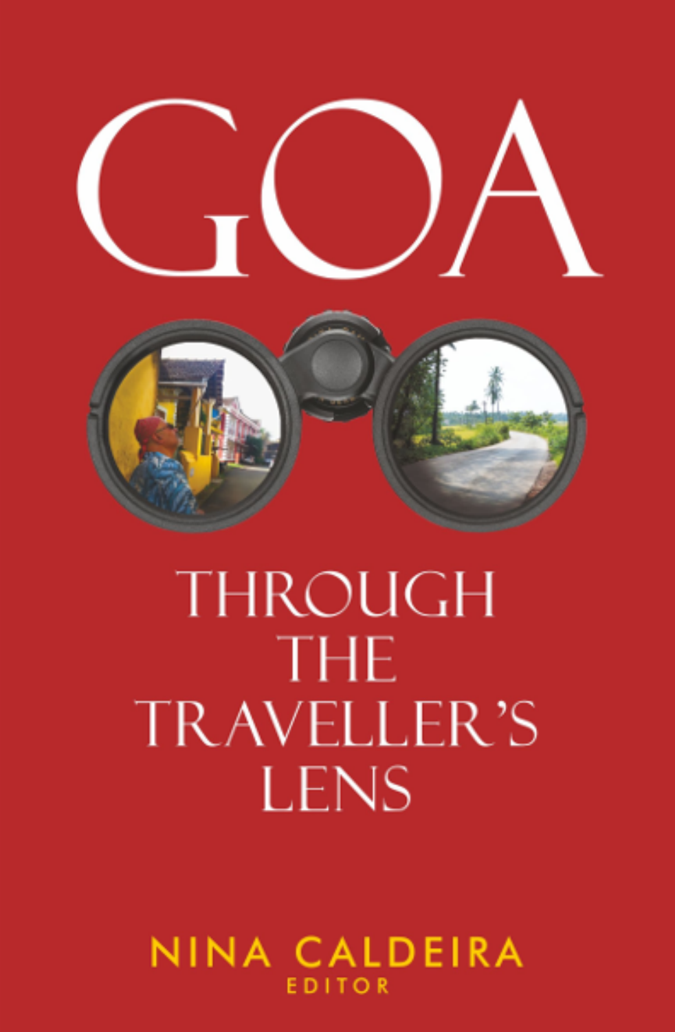# GOA

## THROUGH THE TRAVELLER'S LENS

NINA CALDEIRA

EDITOR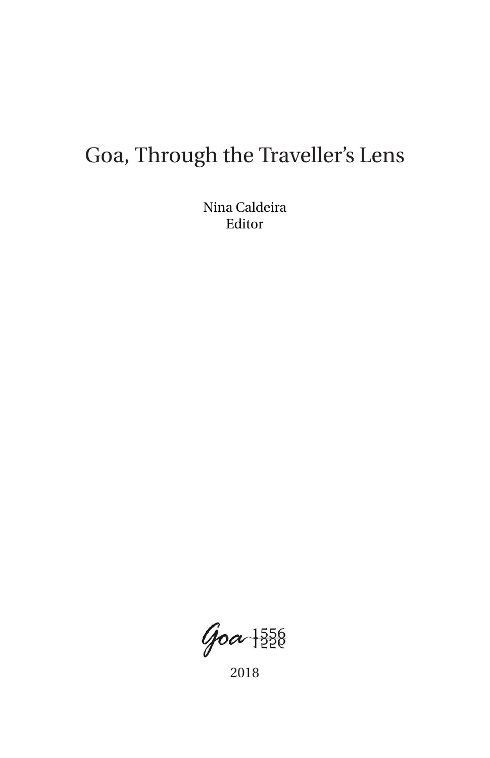# Goa, Through the Traveller's Lens

Nina Caldeira
Editor

Goa 1556

2018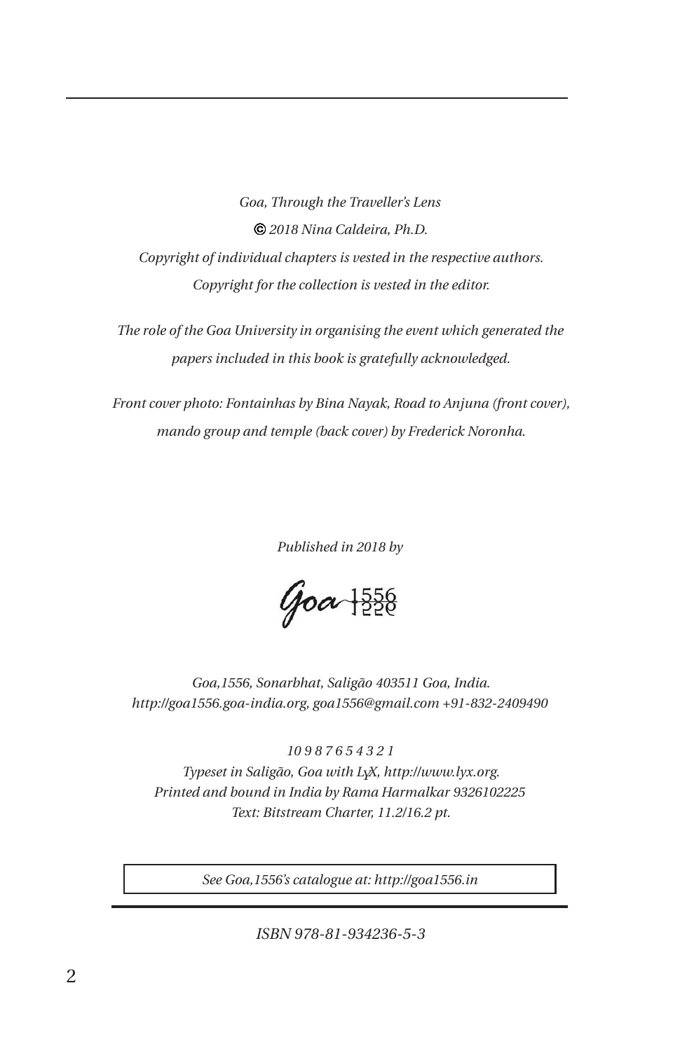*Goa, Through the Traveller's Lens*

*© 2018 Nina Caldeira, Ph.D.*

*Copyright of individual chapters is vested in the respective authors.*

*Copyright for the collection is vested in the editor.*

*The role of the Goa University in organising the event which generated the papers included in this book is gratefully acknowledged.*

*Front cover photo: Fontainhas by Bina Nayak, Road to Anjuna (front cover), mando group and temple (back cover) by Frederick Noronha.*

*Published in 2018 by*

Goa 1556

*Goa,1556, Sonarbhat, Saligão 403511 Goa, India.*
*http://goa1556.goa-india.org, goa1556@gmail.com +91-832-2409490*

*10 9 8 7 6 5 4 3 2 1*
*Typeset in Saligão, Goa with LyX, http://www.lyx.org.*
*Printed and bound in India by Rama Harmalkar 9326102225*
*Text: Bitstream Charter, 11.2/16.2 pt.*

*See Goa,1556's catalogue at: http://goa1556.in*

*ISBN 978-81-934236-5-3*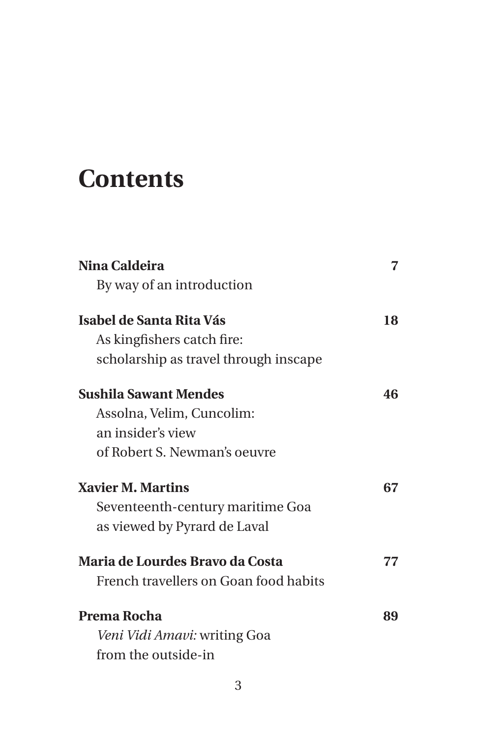# Contents

**Nina Caldeira** **7**
By way of an introduction

**Isabel de Santa Rita Vás** **18**
As kingfishers catch fire:
scholarship as travel through inscape

**Sushila Sawant Mendes** **46**
Assolna, Velim, Cuncolim:
an insider's view
of Robert S. Newman's oeuvre

**Xavier M. Martins** **67**
Seventeenth-century maritime Goa
as viewed by Pyrard de Laval

**Maria de Lourdes Bravo da Costa** **77**
French travellers on Goan food habits

**Prema Rocha** **89**
*Veni Vidi Amavi:* writing Goa
from the outside-in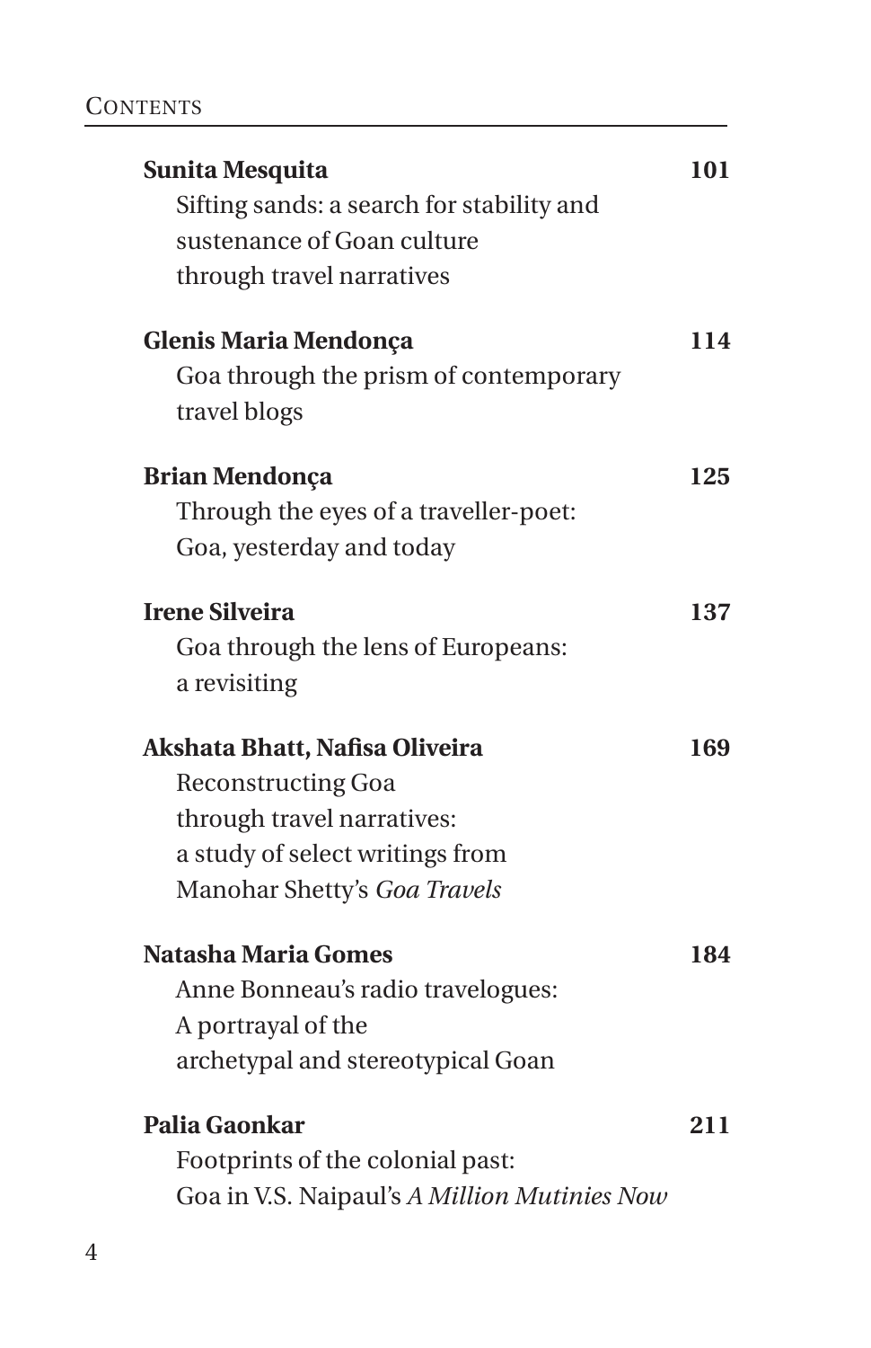**Sunita Mesquita** 101
Sifting sands: a search for stability and sustenance of Goan culture through travel narratives

**Glenis Maria Mendonça** 114
Goa through the prism of contemporary travel blogs

**Brian Mendonça** 125
Through the eyes of a traveller-poet: Goa, yesterday and today

**Irene Silveira** 137
Goa through the lens of Europeans: a revisiting

**Akshata Bhatt, Nafisa Oliveira** 169
Reconstructing Goa through travel narratives: a study of select writings from Manohar Shetty's *Goa Travels*

**Natasha Maria Gomes** 184
Anne Bonneau's radio travelogues: A portrayal of the archetypal and stereotypical Goan

**Palia Gaonkar** 211
Footprints of the colonial past: Goa in V.S. Naipaul's *A Million Mutinies Now*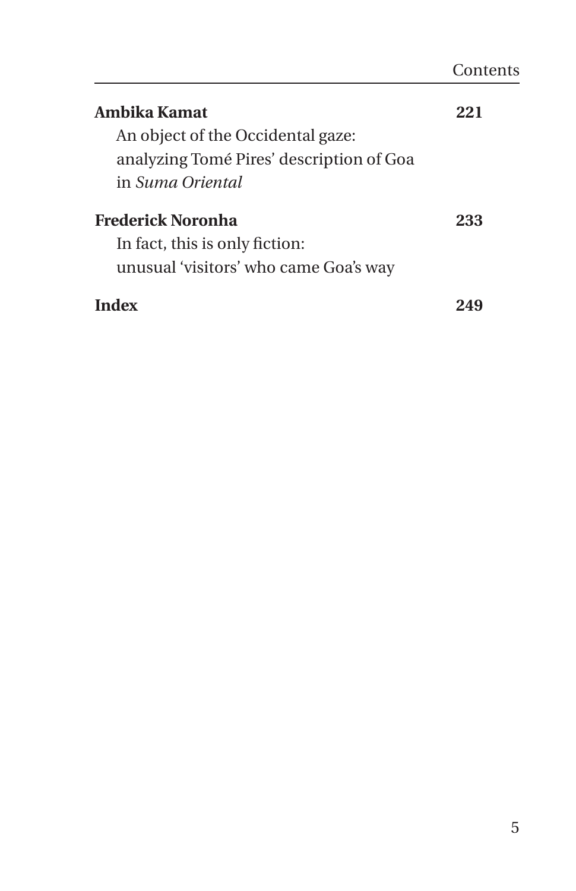**Ambika Kamat** **221**

An object of the Occidental gaze: analyzing Tomé Pires' description of Goa in *Suma Oriental*

**Frederick Noronha** **233**

In fact, this is only fiction: unusual 'visitors' who came Goa's way

**Index** **249**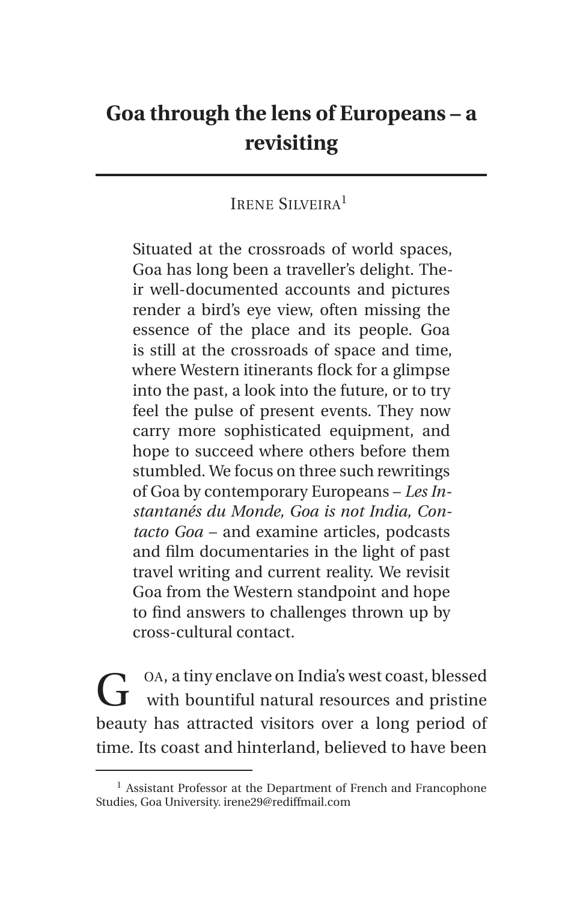# Goa through the lens of Europeans – a revisiting

IRENE SILVEIRA[1]

> Situated at the crossroads of world spaces, Goa has long been a traveller's delight. Their well-documented accounts and pictures render a bird's eye view, often missing the essence of the place and its people. Goa is still at the crossroads of space and time, where Western itinerants flock for a glimpse into the past, a look into the future, or to try feel the pulse of present events. They now carry more sophisticated equipment, and hope to succeed where others before them stumbled. We focus on three such rewritings of Goa by contemporary Europeans – *Les Instantanés du Monde, Goa is not India, Contacto Goa* – and examine articles, podcasts and film documentaries in the light of past travel writing and current reality. We revisit Goa from the Western standpoint and hope to find answers to challenges thrown up by cross-cultural contact.

GOA, a tiny enclave on India's west coast, blessed with bountiful natural resources and pristine beauty has attracted visitors over a long period of time. Its coast and hinterland, believed to have been

[1] Assistant Professor at the Department of French and Francophone Studies, Goa University. irene29@rediffmail.com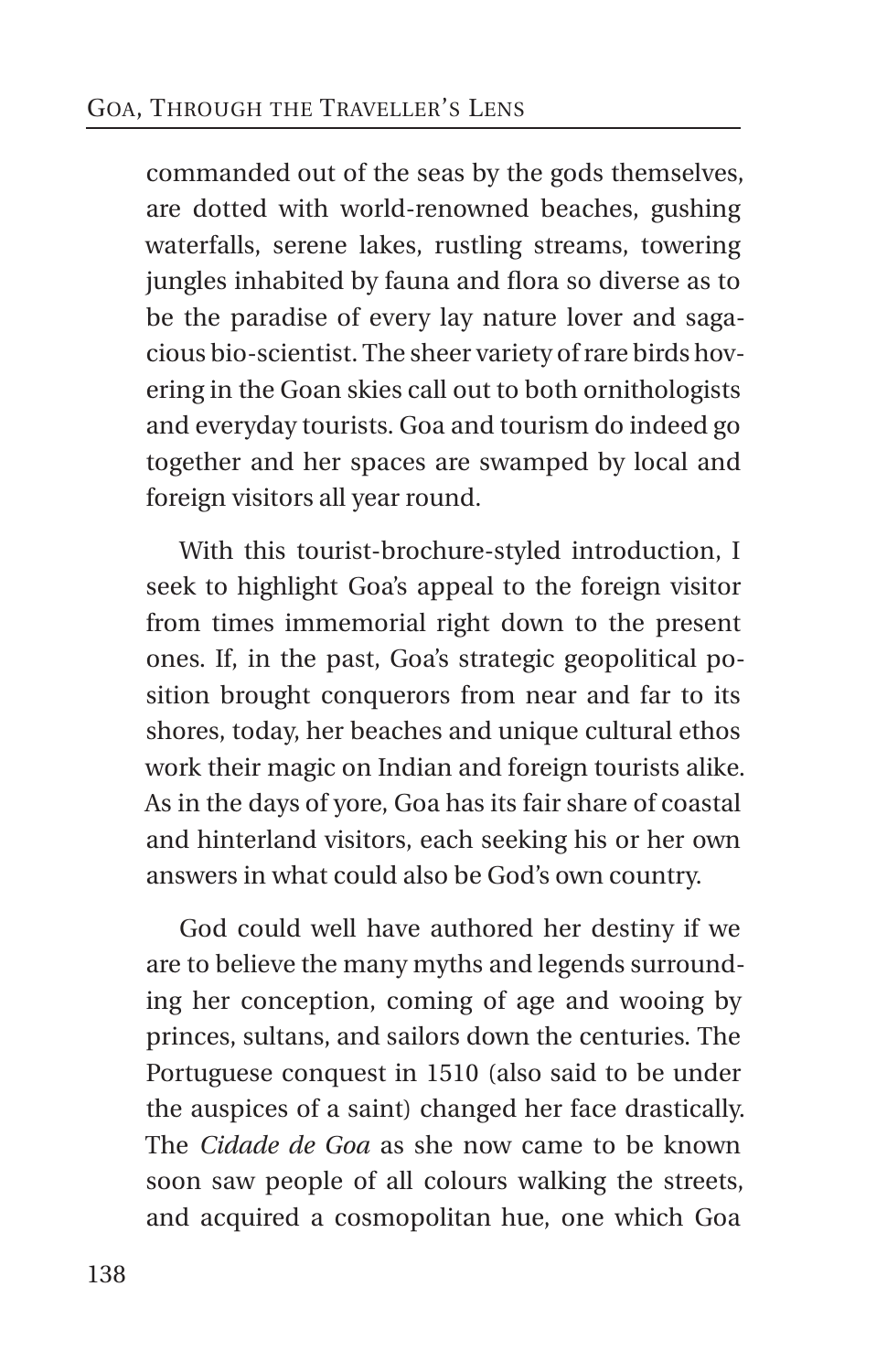commanded out of the seas by the gods themselves, are dotted with world-renowned beaches, gushing waterfalls, serene lakes, rustling streams, towering jungles inhabited by fauna and flora so diverse as to be the paradise of every lay nature lover and sagacious bio-scientist. The sheer variety of rare birds hovering in the Goan skies call out to both ornithologists and everyday tourists. Goa and tourism do indeed go together and her spaces are swamped by local and foreign visitors all year round.

With this tourist-brochure-styled introduction, I seek to highlight Goa's appeal to the foreign visitor from times immemorial right down to the present ones. If, in the past, Goa's strategic geopolitical position brought conquerors from near and far to its shores, today, her beaches and unique cultural ethos work their magic on Indian and foreign tourists alike. As in the days of yore, Goa has its fair share of coastal and hinterland visitors, each seeking his or her own answers in what could also be God's own country.

God could well have authored her destiny if we are to believe the many myths and legends surrounding her conception, coming of age and wooing by princes, sultans, and sailors down the centuries. The Portuguese conquest in 1510 (also said to be under the auspices of a saint) changed her face drastically. The *Cidade de Goa* as she now came to be known soon saw people of all colours walking the streets, and acquired a cosmopolitan hue, one which Goa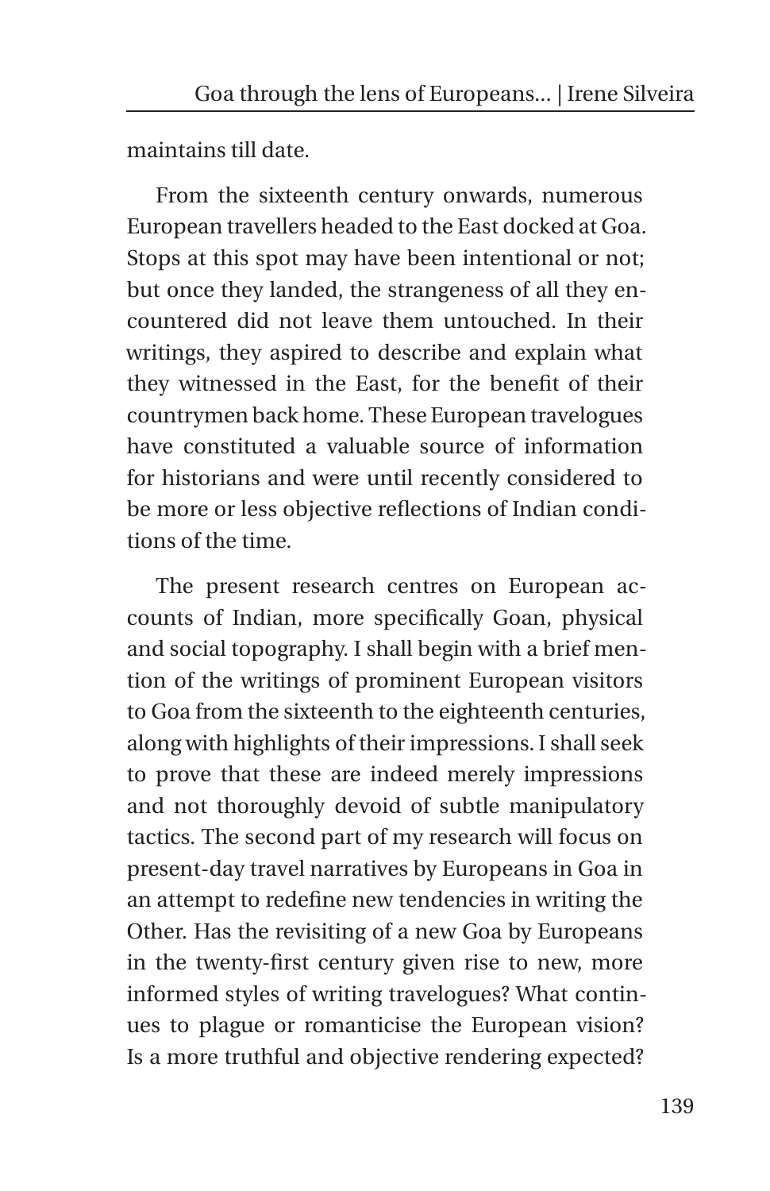maintains till date.

From the sixteenth century onwards, numerous European travellers headed to the East docked at Goa. Stops at this spot may have been intentional or not; but once they landed, the strangeness of all they encountered did not leave them untouched. In their writings, they aspired to describe and explain what they witnessed in the East, for the benefit of their countrymen back home. These European travelogues have constituted a valuable source of information for historians and were until recently considered to be more or less objective reflections of Indian conditions of the time.

The present research centres on European accounts of Indian, more specifically Goan, physical and social topography. I shall begin with a brief mention of the writings of prominent European visitors to Goa from the sixteenth to the eighteenth centuries, along with highlights of their impressions. I shall seek to prove that these are indeed merely impressions and not thoroughly devoid of subtle manipulatory tactics. The second part of my research will focus on present-day travel narratives by Europeans in Goa in an attempt to redefine new tendencies in writing the Other. Has the revisiting of a new Goa by Europeans in the twenty-first century given rise to new, more informed styles of writing travelogues? What continues to plague or romanticise the European vision? Is a more truthful and objective rendering expected?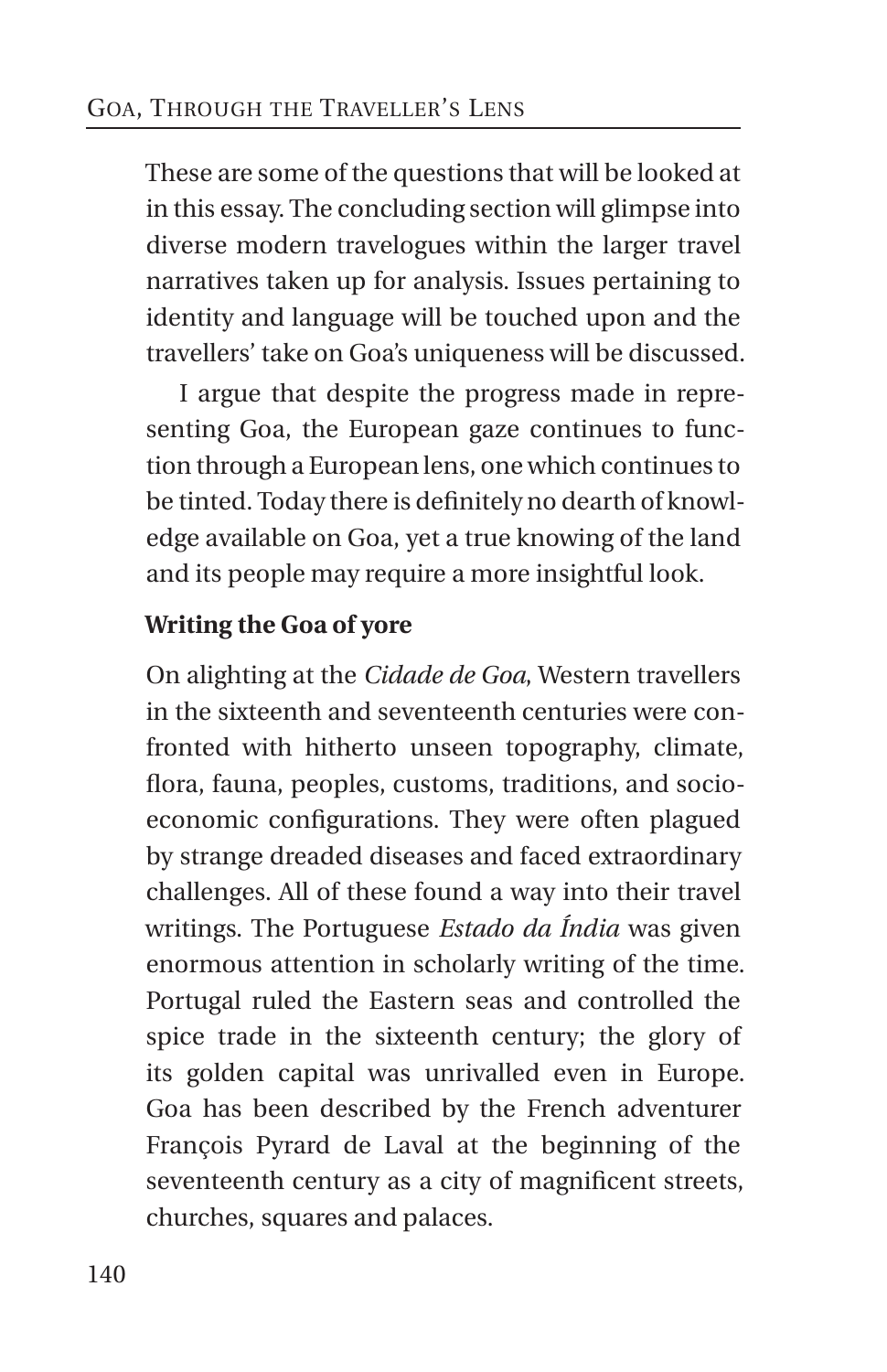These are some of the questions that will be looked at in this essay. The concluding section will glimpse into diverse modern travelogues within the larger travel narratives taken up for analysis. Issues pertaining to identity and language will be touched upon and the travellers' take on Goa's uniqueness will be discussed.

I argue that despite the progress made in representing Goa, the European gaze continues to function through a European lens, one which continues to be tinted. Today there is definitely no dearth of knowledge available on Goa, yet a true knowing of the land and its people may require a more insightful look.

**Writing the Goa of yore**

On alighting at the *Cidade de Goa*, Western travellers in the sixteenth and seventeenth centuries were confronted with hitherto unseen topography, climate, flora, fauna, peoples, customs, traditions, and socio-economic configurations. They were often plagued by strange dreaded diseases and faced extraordinary challenges. All of these found a way into their travel writings. The Portuguese *Estado da Índia* was given enormous attention in scholarly writing of the time. Portugal ruled the Eastern seas and controlled the spice trade in the sixteenth century; the glory of its golden capital was unrivalled even in Europe. Goa has been described by the French adventurer François Pyrard de Laval at the beginning of the seventeenth century as a city of magnificent streets, churches, squares and palaces.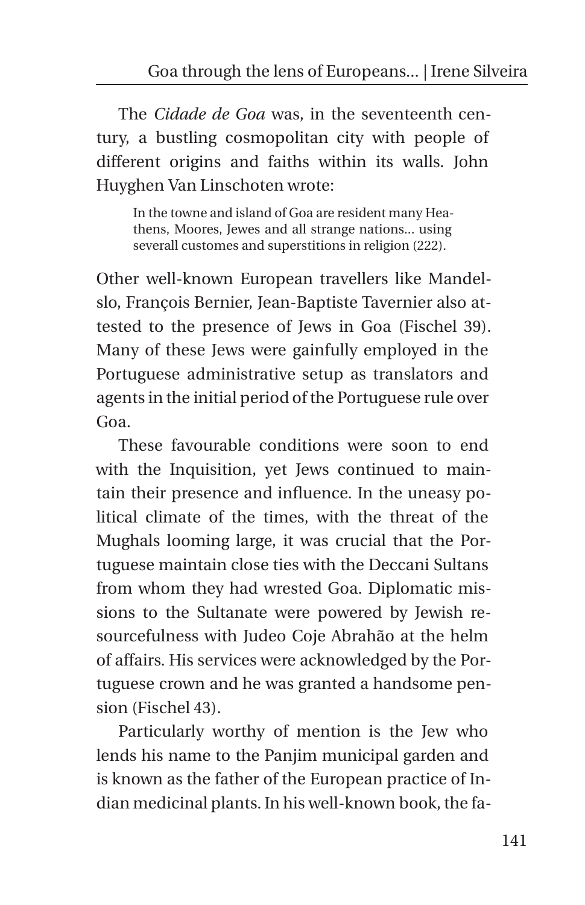The *Cidade de Goa* was, in the seventeenth century, a bustling cosmopolitan city with people of different origins and faiths within its walls. John Huyghen Van Linschoten wrote:

> In the towne and island of Goa are resident many Heathens, Moores, Jewes and all strange nations... using severall customes and superstitions in religion (222).

Other well-known European travellers like Mandelslo, François Bernier, Jean-Baptiste Tavernier also attested to the presence of Jews in Goa (Fischel 39). Many of these Jews were gainfully employed in the Portuguese administrative setup as translators and agents in the initial period of the Portuguese rule over Goa.

These favourable conditions were soon to end with the Inquisition, yet Jews continued to maintain their presence and influence. In the uneasy political climate of the times, with the threat of the Mughals looming large, it was crucial that the Portuguese maintain close ties with the Deccani Sultans from whom they had wrested Goa. Diplomatic missions to the Sultanate were powered by Jewish resourcefulness with Judeo Coje Abrahão at the helm of affairs. His services were acknowledged by the Portuguese crown and he was granted a handsome pension (Fischel 43).

Particularly worthy of mention is the Jew who lends his name to the Panjim municipal garden and is known as the father of the European practice of Indian medicinal plants. In his well-known book, the fa-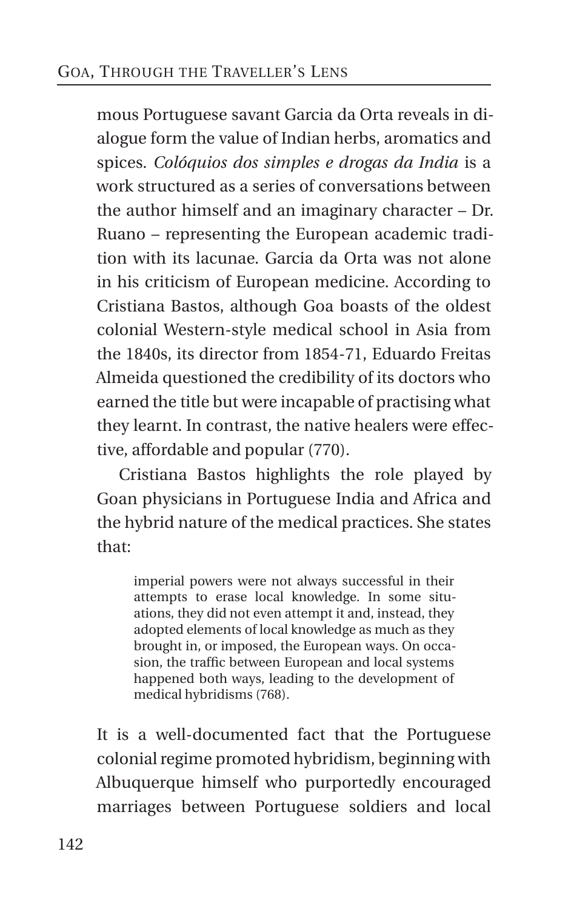mous Portuguese savant Garcia da Orta reveals in dialogue form the value of Indian herbs, aromatics and spices. *Colóquios dos simples e drogas da India* is a work structured as a series of conversations between the author himself and an imaginary character – Dr. Ruano – representing the European academic tradition with its lacunae. Garcia da Orta was not alone in his criticism of European medicine. According to Cristiana Bastos, although Goa boasts of the oldest colonial Western-style medical school in Asia from the 1840s, its director from 1854-71, Eduardo Freitas Almeida questioned the credibility of its doctors who earned the title but were incapable of practising what they learnt. In contrast, the native healers were effective, affordable and popular (770).

Cristiana Bastos highlights the role played by Goan physicians in Portuguese India and Africa and the hybrid nature of the medical practices. She states that:

> imperial powers were not always successful in their attempts to erase local knowledge. In some situations, they did not even attempt it and, instead, they adopted elements of local knowledge as much as they brought in, or imposed, the European ways. On occasion, the traffic between European and local systems happened both ways, leading to the development of medical hybridisms (768).

It is a well-documented fact that the Portuguese colonial regime promoted hybridism, beginning with Albuquerque himself who purportedly encouraged marriages between Portuguese soldiers and local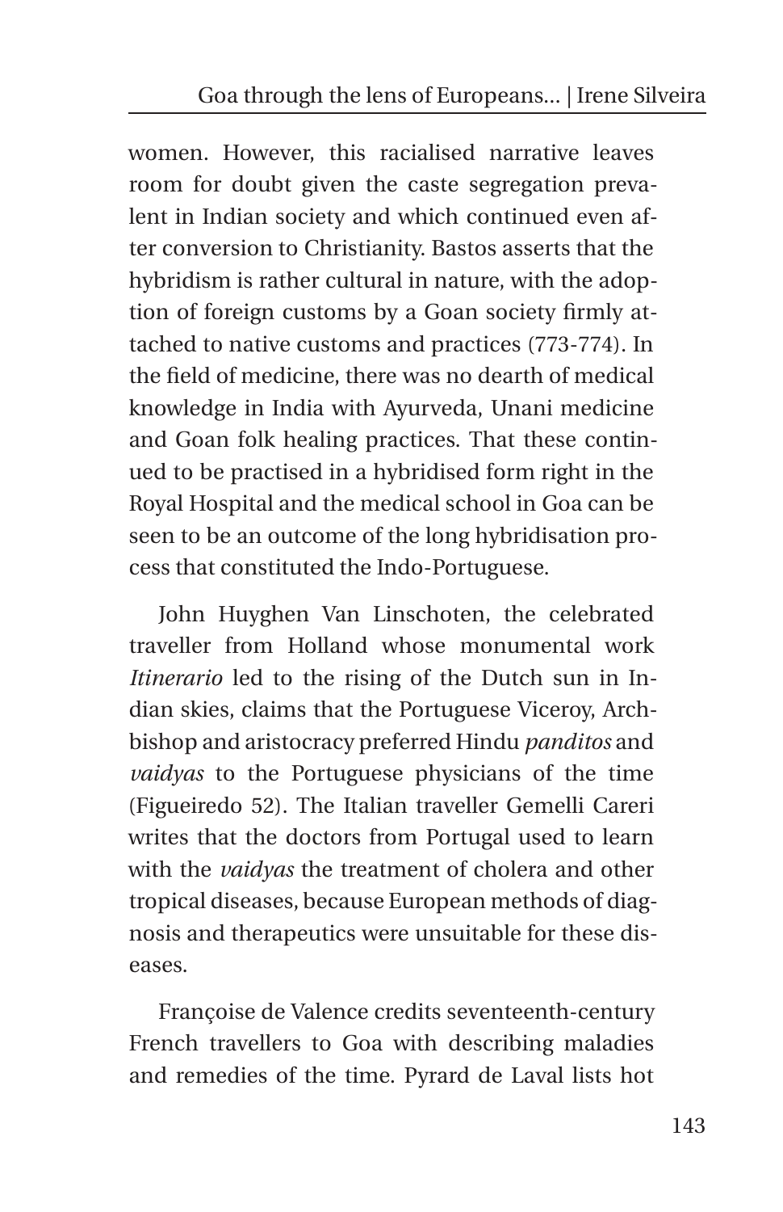women. However, this racialised narrative leaves room for doubt given the caste segregation prevalent in Indian society and which continued even after conversion to Christianity. Bastos asserts that the hybridism is rather cultural in nature, with the adoption of foreign customs by a Goan society firmly attached to native customs and practices (773-774). In the field of medicine, there was no dearth of medical knowledge in India with Ayurveda, Unani medicine and Goan folk healing practices. That these continued to be practised in a hybridised form right in the Royal Hospital and the medical school in Goa can be seen to be an outcome of the long hybridisation process that constituted the Indo-Portuguese.

John Huyghen Van Linschoten, the celebrated traveller from Holland whose monumental work *Itinerario* led to the rising of the Dutch sun in Indian skies, claims that the Portuguese Viceroy, Archbishop and aristocracy preferred Hindu *panditos* and *vaidyas* to the Portuguese physicians of the time (Figueiredo 52). The Italian traveller Gemelli Careri writes that the doctors from Portugal used to learn with the *vaidyas* the treatment of cholera and other tropical diseases, because European methods of diagnosis and therapeutics were unsuitable for these diseases.

Françoise de Valence credits seventeenth-century French travellers to Goa with describing maladies and remedies of the time. Pyrard de Laval lists hot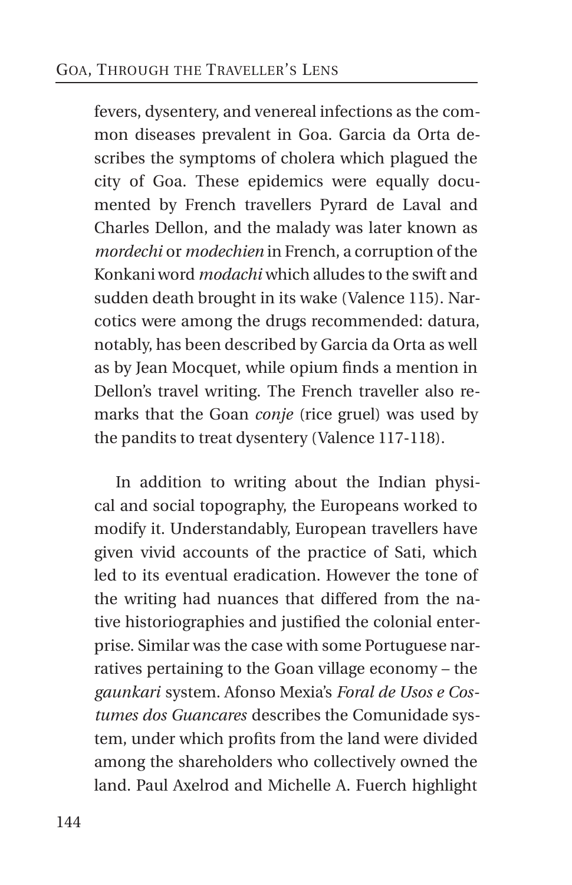fevers, dysentery, and venereal infections as the common diseases prevalent in Goa. Garcia da Orta describes the symptoms of cholera which plagued the city of Goa. These epidemics were equally documented by French travellers Pyrard de Laval and Charles Dellon, and the malady was later known as *mordechi* or *modechien* in French, a corruption of the Konkani word *modachi* which alludes to the swift and sudden death brought in its wake (Valence 115). Narcotics were among the drugs recommended: datura, notably, has been described by Garcia da Orta as well as by Jean Mocquet, while opium finds a mention in Dellon's travel writing. The French traveller also remarks that the Goan *conje* (rice gruel) was used by the pandits to treat dysentery (Valence 117-118).

In addition to writing about the Indian physical and social topography, the Europeans worked to modify it. Understandably, European travellers have given vivid accounts of the practice of Sati, which led to its eventual eradication. However the tone of the writing had nuances that differed from the native historiographies and justified the colonial enterprise. Similar was the case with some Portuguese narratives pertaining to the Goan village economy – the *gaunkari* system. Afonso Mexia's *Foral de Usos e Costumes dos Guancares* describes the Comunidade system, under which profits from the land were divided among the shareholders who collectively owned the land. Paul Axelrod and Michelle A. Fuerch highlight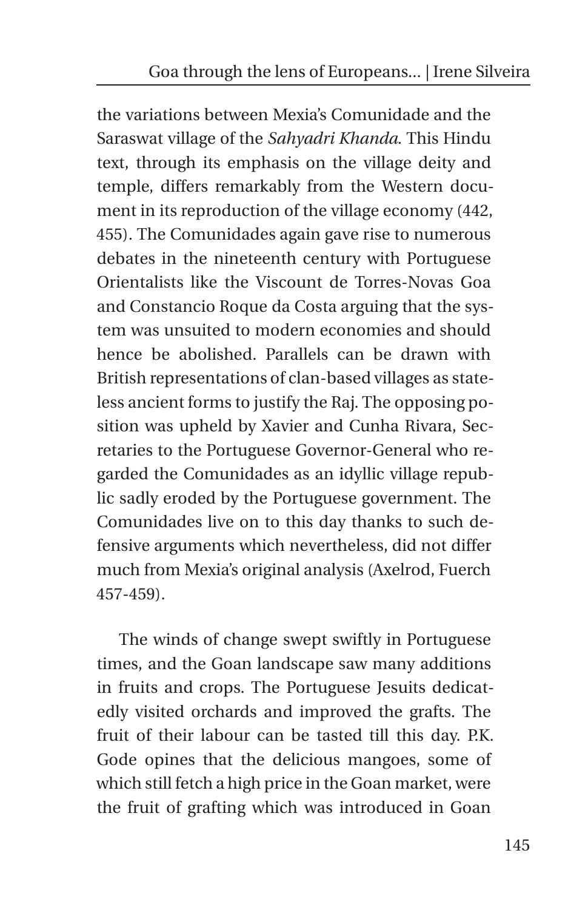the variations between Mexia's Comunidade and the Saraswat village of the *Sahyadri Khanda*. This Hindu text, through its emphasis on the village deity and temple, differs remarkably from the Western document in its reproduction of the village economy (442, 455). The Comunidades again gave rise to numerous debates in the nineteenth century with Portuguese Orientalists like the Viscount de Torres-Novas Goa and Constancio Roque da Costa arguing that the system was unsuited to modern economies and should hence be abolished. Parallels can be drawn with British representations of clan-based villages as stateless ancient forms to justify the Raj. The opposing position was upheld by Xavier and Cunha Rivara, Secretaries to the Portuguese Governor-General who regarded the Comunidades as an idyllic village republic sadly eroded by the Portuguese government. The Comunidades live on to this day thanks to such defensive arguments which nevertheless, did not differ much from Mexia's original analysis (Axelrod, Fuerch 457-459).

The winds of change swept swiftly in Portuguese times, and the Goan landscape saw many additions in fruits and crops. The Portuguese Jesuits dedicatedly visited orchards and improved the grafts. The fruit of their labour can be tasted till this day. P.K. Gode opines that the delicious mangoes, some of which still fetch a high price in the Goan market, were the fruit of grafting which was introduced in Goan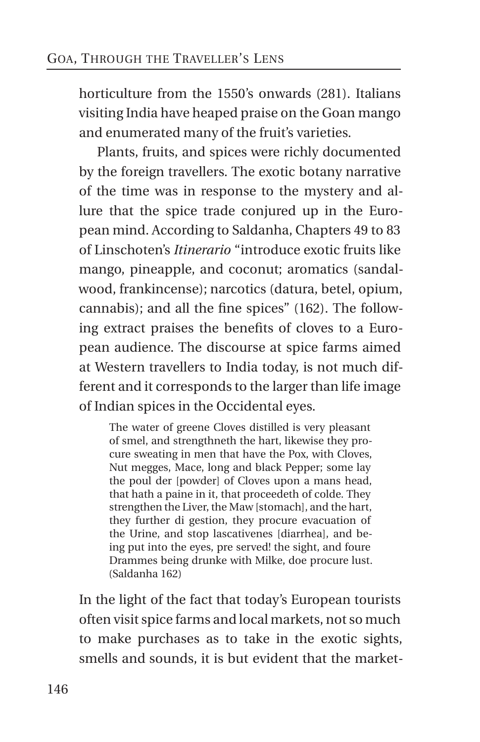horticulture from the 1550's onwards (281). Italians visiting India have heaped praise on the Goan mango and enumerated many of the fruit's varieties.

Plants, fruits, and spices were richly documented by the foreign travellers. The exotic botany narrative of the time was in response to the mystery and allure that the spice trade conjured up in the European mind. According to Saldanha, Chapters 49 to 83 of Linschoten's *Itinerario* "introduce exotic fruits like mango, pineapple, and coconut; aromatics (sandalwood, frankincense); narcotics (datura, betel, opium, cannabis); and all the fine spices" (162). The following extract praises the benefits of cloves to a European audience. The discourse at spice farms aimed at Western travellers to India today, is not much different and it corresponds to the larger than life image of Indian spices in the Occidental eyes.

> The water of greene Cloves distilled is very pleasant of smel, and strengthneth the hart, likewise they procure sweating in men that have the Pox, with Cloves, Nut megges, Mace, long and black Pepper; some lay the poul der [powder] of Cloves upon a mans head, that hath a paine in it, that proceedeth of colde. They strengthen the Liver, the Maw [stomach], and the hart, they further di gestion, they procure evacuation of the Urine, and stop lascativenes [diarrhea], and being put into the eyes, pre served! the sight, and foure Drammes being drunke with Milke, doe procure lust. (Saldanha 162)

In the light of the fact that today's European tourists often visit spice farms and local markets, not so much to make purchases as to take in the exotic sights, smells and sounds, it is but evident that the market-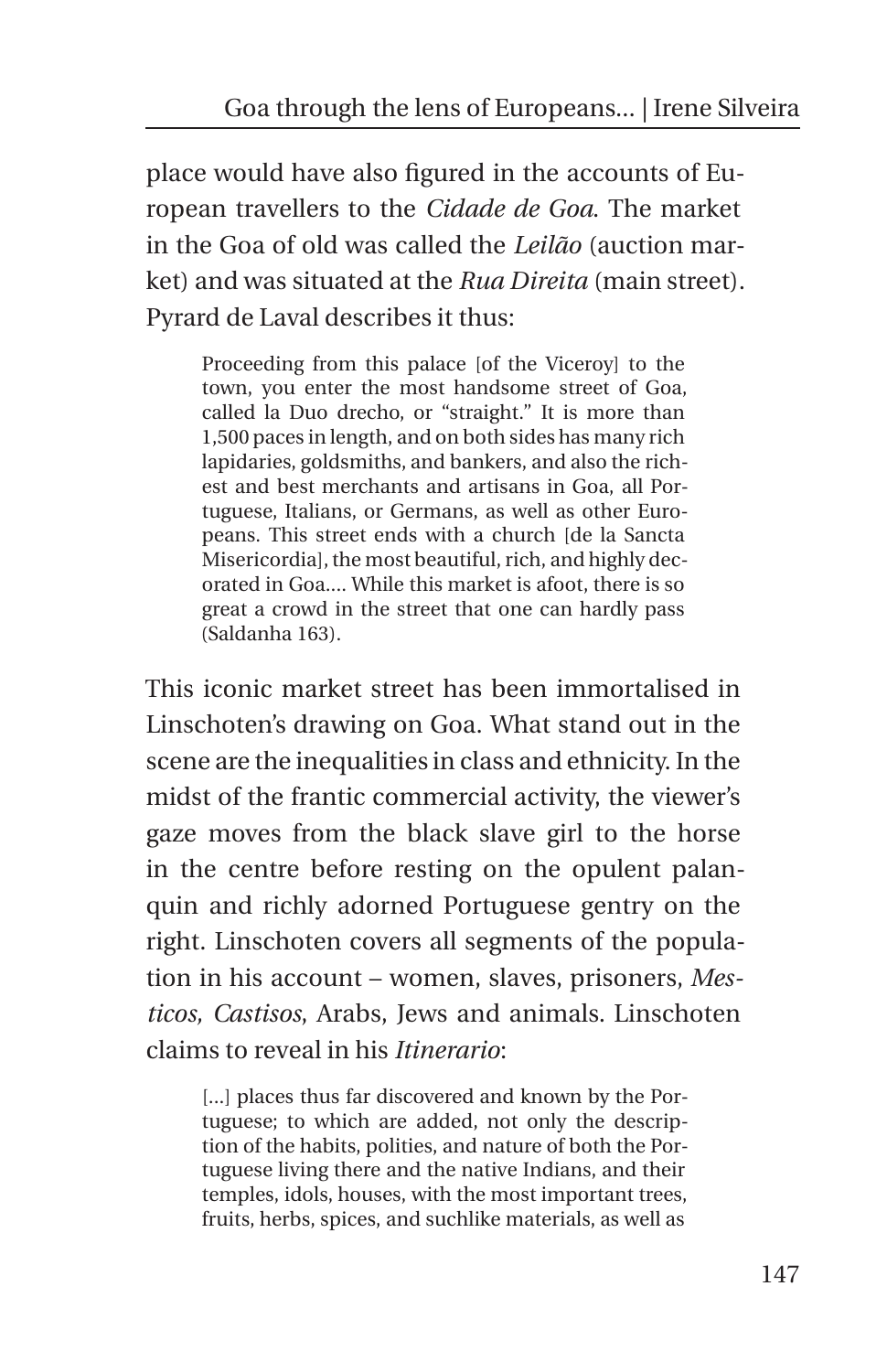place would have also figured in the accounts of European travellers to the *Cidade de Goa*. The market in the Goa of old was called the *Leilão* (auction market) and was situated at the *Rua Direita* (main street). Pyrard de Laval describes it thus:

> Proceeding from this palace [of the Viceroy] to the town, you enter the most handsome street of Goa, called la Duo drecho, or "straight." It is more than 1,500 paces in length, and on both sides has many rich lapidaries, goldsmiths, and bankers, and also the richest and best merchants and artisans in Goa, all Portuguese, Italians, or Germans, as well as other Europeans. This street ends with a church [de la Sancta Misericordia], the most beautiful, rich, and highly decorated in Goa.... While this market is afoot, there is so great a crowd in the street that one can hardly pass (Saldanha 163).

This iconic market street has been immortalised in Linschoten's drawing on Goa. What stand out in the scene are the inequalities in class and ethnicity. In the midst of the frantic commercial activity, the viewer's gaze moves from the black slave girl to the horse in the centre before resting on the opulent palanquin and richly adorned Portuguese gentry on the right. Linschoten covers all segments of the population in his account – women, slaves, prisoners, *Mesticos, Castisos*, Arabs, Jews and animals. Linschoten claims to reveal in his *Itinerario*:

> [...] places thus far discovered and known by the Portuguese; to which are added, not only the description of the habits, polities, and nature of both the Portuguese living there and the native Indians, and their temples, idols, houses, with the most important trees, fruits, herbs, spices, and suchlike materials, as well as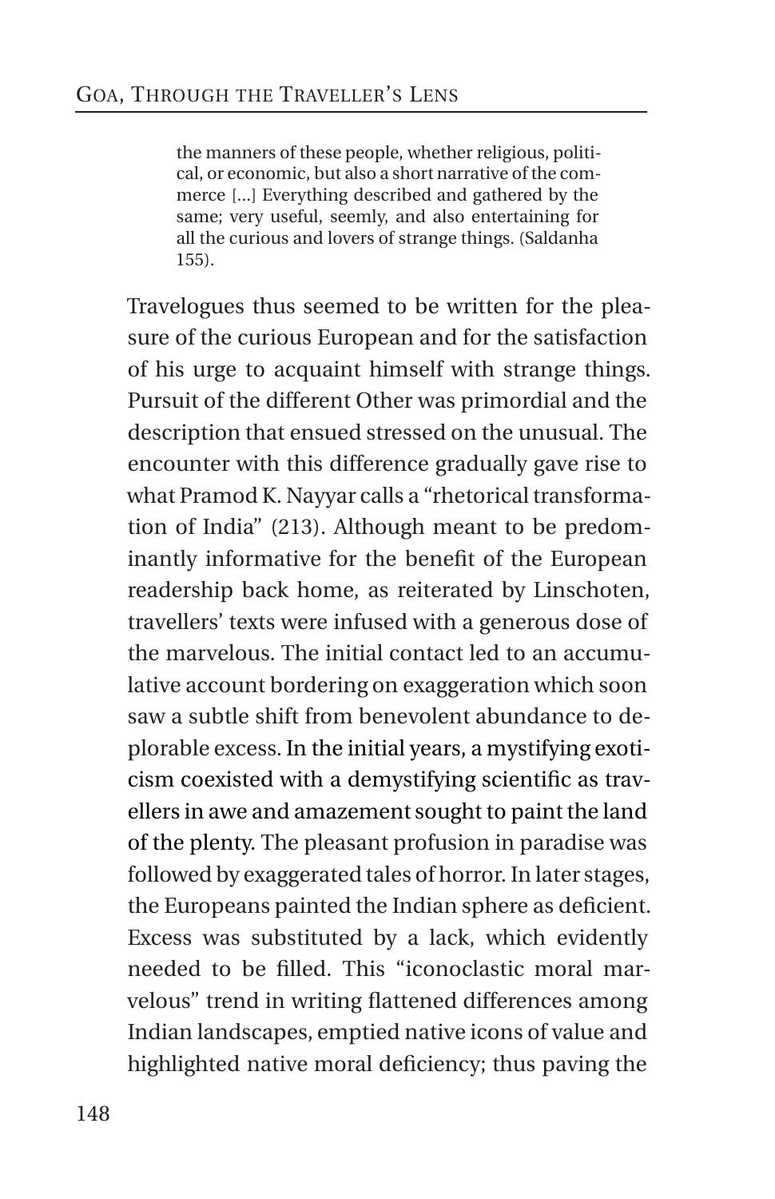> the manners of these people, whether religious, political, or economic, but also a short narrative of the commerce [...] Everything described and gathered by the same; very useful, seemly, and also entertaining for all the curious and lovers of strange things. (Saldanha 155).

Travelogues thus seemed to be written for the pleasure of the curious European and for the satisfaction of his urge to acquaint himself with strange things. Pursuit of the different Other was primordial and the description that ensued stressed on the unusual. The encounter with this difference gradually gave rise to what Pramod K. Nayyar calls a "rhetorical transformation of India" (213). Although meant to be predominantly informative for the benefit of the European readership back home, as reiterated by Linschoten, travellers' texts were infused with a generous dose of the marvelous. The initial contact led to an accumulative account bordering on exaggeration which soon saw a subtle shift from benevolent abundance to deplorable excess. In the initial years, a mystifying exoticism coexisted with a demystifying scientific as travellers in awe and amazement sought to paint the land of the plenty. The pleasant profusion in paradise was followed by exaggerated tales of horror. In later stages, the Europeans painted the Indian sphere as deficient. Excess was substituted by a lack, which evidently needed to be filled. This "iconoclastic moral marvelous" trend in writing flattened differences among Indian landscapes, emptied native icons of value and highlighted native moral deficiency; thus paving the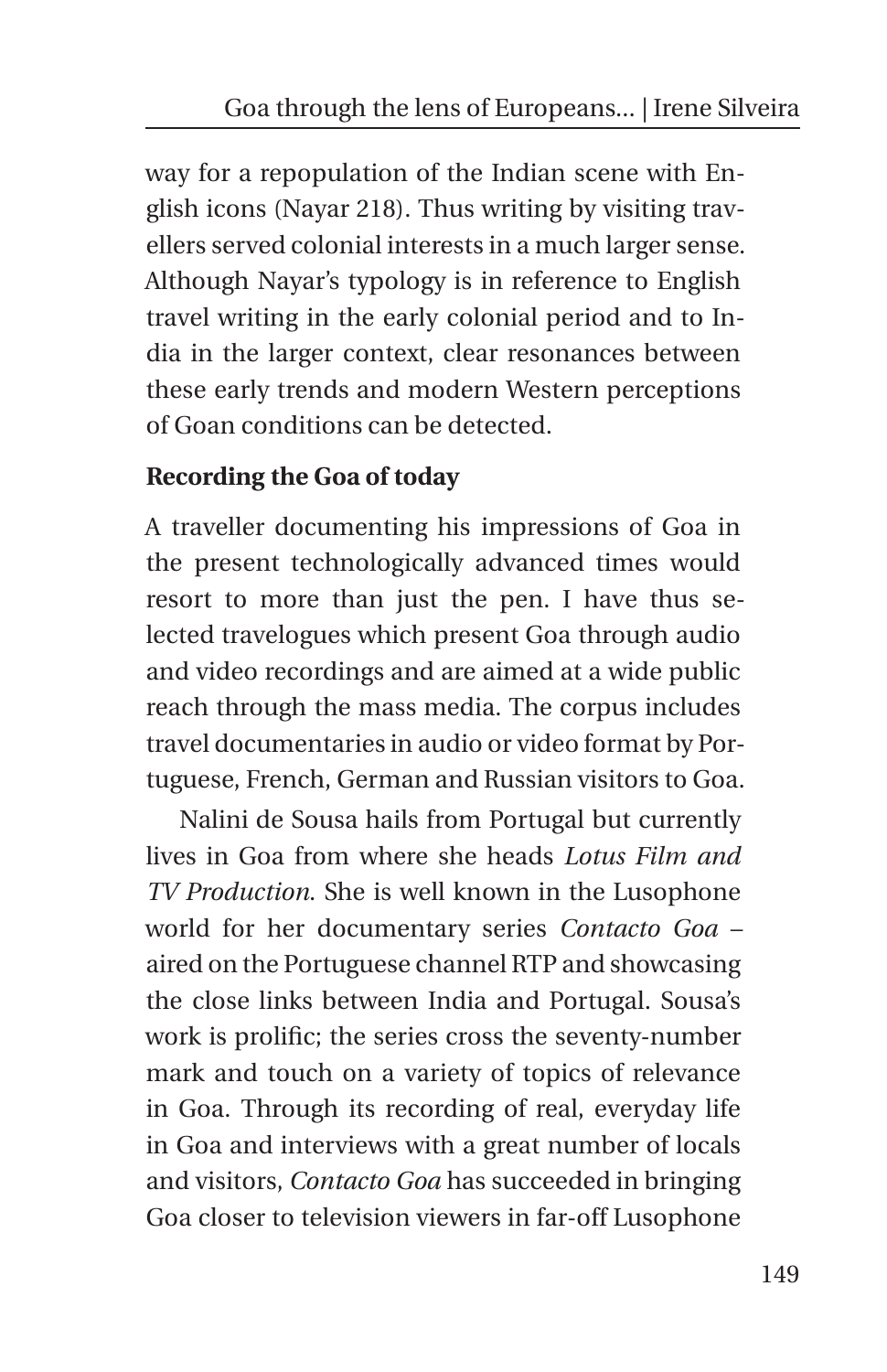way for a repopulation of the Indian scene with English icons (Nayar 218). Thus writing by visiting travellers served colonial interests in a much larger sense. Although Nayar's typology is in reference to English travel writing in the early colonial period and to India in the larger context, clear resonances between these early trends and modern Western perceptions of Goan conditions can be detected.

## Recording the Goa of today

A traveller documenting his impressions of Goa in the present technologically advanced times would resort to more than just the pen. I have thus selected travelogues which present Goa through audio and video recordings and are aimed at a wide public reach through the mass media. The corpus includes travel documentaries in audio or video format by Portuguese, French, German and Russian visitors to Goa.

Nalini de Sousa hails from Portugal but currently lives in Goa from where she heads *Lotus Film and TV Production*. She is well known in the Lusophone world for her documentary series *Contacto Goa* – aired on the Portuguese channel RTP and showcasing the close links between India and Portugal. Sousa's work is prolific; the series cross the seventy-number mark and touch on a variety of topics of relevance in Goa. Through its recording of real, everyday life in Goa and interviews with a great number of locals and visitors, *Contacto Goa* has succeeded in bringing Goa closer to television viewers in far-off Lusophone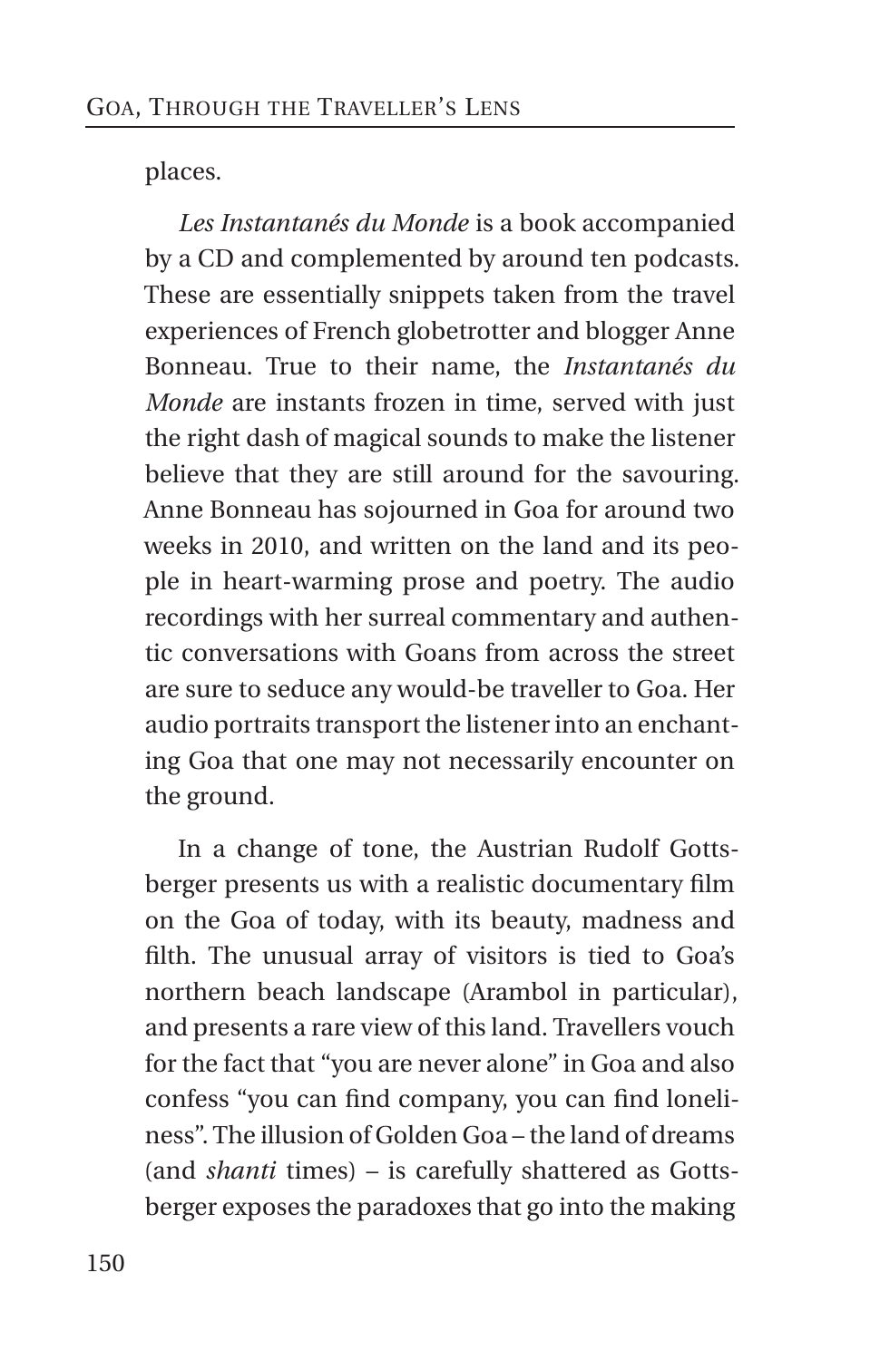places.

*Les Instantanés du Monde* is a book accompanied by a CD and complemented by around ten podcasts. These are essentially snippets taken from the travel experiences of French globetrotter and blogger Anne Bonneau. True to their name, the *Instantanés du Monde* are instants frozen in time, served with just the right dash of magical sounds to make the listener believe that they are still around for the savouring. Anne Bonneau has sojourned in Goa for around two weeks in 2010, and written on the land and its people in heart-warming prose and poetry. The audio recordings with her surreal commentary and authentic conversations with Goans from across the street are sure to seduce any would-be traveller to Goa. Her audio portraits transport the listener into an enchanting Goa that one may not necessarily encounter on the ground.

In a change of tone, the Austrian Rudolf Gottsberger presents us with a realistic documentary film on the Goa of today, with its beauty, madness and filth. The unusual array of visitors is tied to Goa's northern beach landscape (Arambol in particular), and presents a rare view of this land. Travellers vouch for the fact that "you are never alone" in Goa and also confess "you can find company, you can find loneliness". The illusion of Golden Goa – the land of dreams (and *shanti* times) – is carefully shattered as Gottsberger exposes the paradoxes that go into the making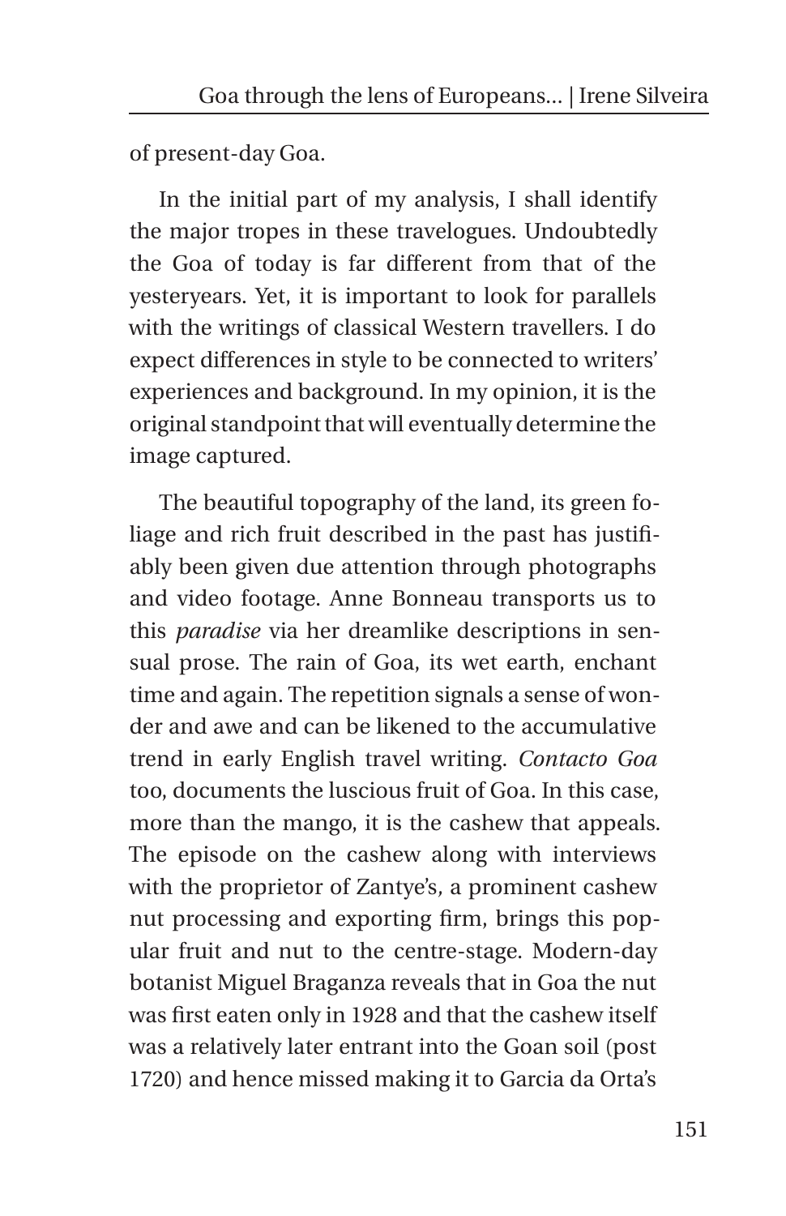of present-day Goa.

In the initial part of my analysis, I shall identify the major tropes in these travelogues. Undoubtedly the Goa of today is far different from that of the yesteryears. Yet, it is important to look for parallels with the writings of classical Western travellers. I do expect differences in style to be connected to writers' experiences and background. In my opinion, it is the original standpoint that will eventually determine the image captured.

The beautiful topography of the land, its green foliage and rich fruit described in the past has justifiably been given due attention through photographs and video footage. Anne Bonneau transports us to this *paradise* via her dreamlike descriptions in sensual prose. The rain of Goa, its wet earth, enchant time and again. The repetition signals a sense of wonder and awe and can be likened to the accumulative trend in early English travel writing. *Contacto Goa* too, documents the luscious fruit of Goa. In this case, more than the mango, it is the cashew that appeals. The episode on the cashew along with interviews with the proprietor of Zantye's, a prominent cashew nut processing and exporting firm, brings this popular fruit and nut to the centre-stage. Modern-day botanist Miguel Braganza reveals that in Goa the nut was first eaten only in 1928 and that the cashew itself was a relatively later entrant into the Goan soil (post 1720) and hence missed making it to Garcia da Orta's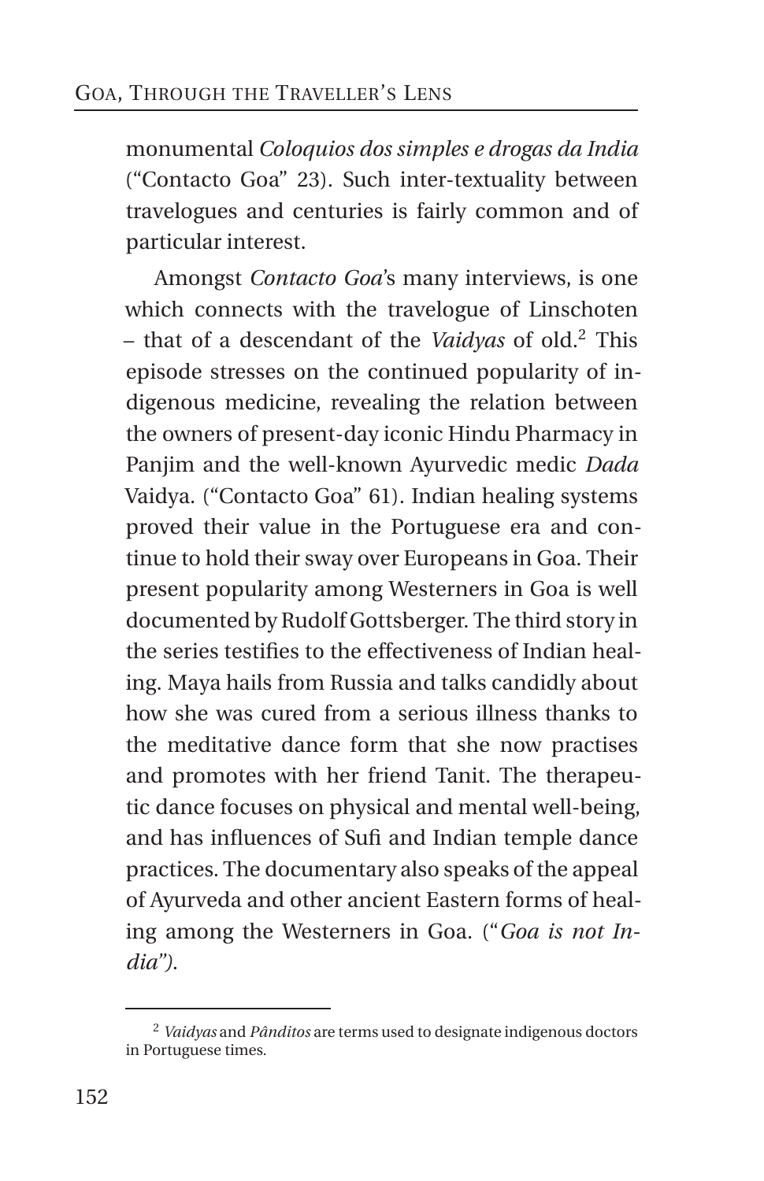monumental *Coloquios dos simples e drogas da India* ("Contacto Goa" 23). Such inter-textuality between travelogues and centuries is fairly common and of particular interest.

Amongst *Contacto Goa*'s many interviews, is one which connects with the travelogue of Linschoten – that of a descendant of the *Vaidyas* of old.[2] This episode stresses on the continued popularity of indigenous medicine, revealing the relation between the owners of present-day iconic Hindu Pharmacy in Panjim and the well-known Ayurvedic medic *Dada* Vaidya. ("Contacto Goa" 61). Indian healing systems proved their value in the Portuguese era and continue to hold their sway over Europeans in Goa. Their present popularity among Westerners in Goa is well documented by Rudolf Gottsberger. The third story in the series testifies to the effectiveness of Indian healing. Maya hails from Russia and talks candidly about how she was cured from a serious illness thanks to the meditative dance form that she now practises and promotes with her friend Tanit. The therapeutic dance focuses on physical and mental well-being, and has influences of Sufi and Indian temple dance practices. The documentary also speaks of the appeal of Ayurveda and other ancient Eastern forms of healing among the Westerners in Goa. ("*Goa is not India").*

---

[2] *Vaidyas* and *Pânditos* are terms used to designate indigenous doctors in Portuguese times.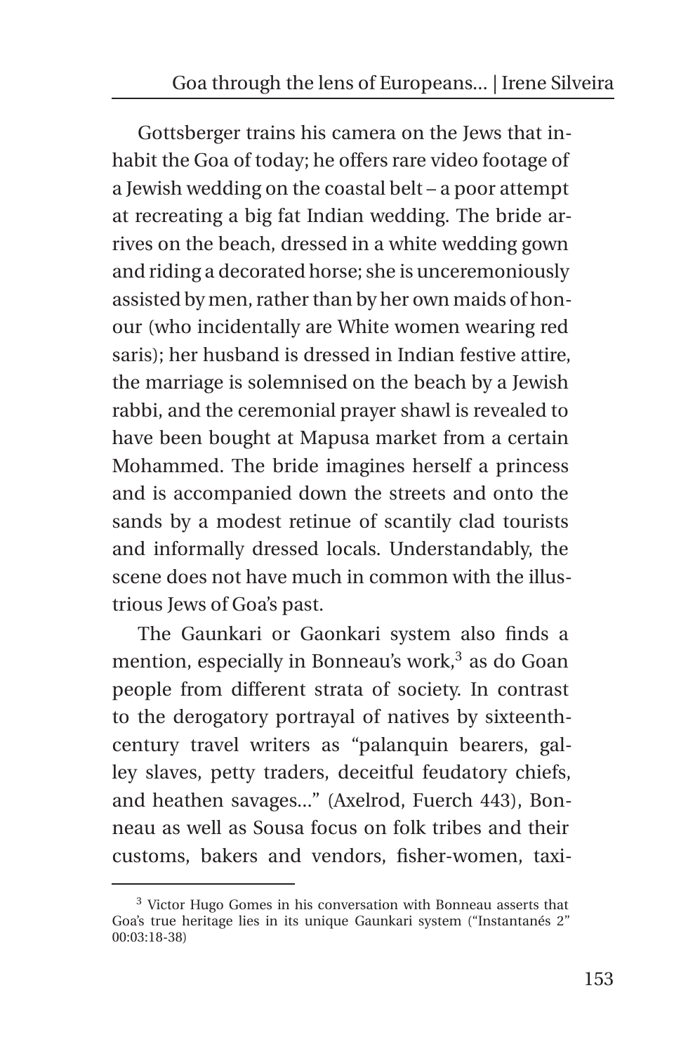Gottsberger trains his camera on the Jews that inhabit the Goa of today; he offers rare video footage of a Jewish wedding on the coastal belt – a poor attempt at recreating a big fat Indian wedding. The bride arrives on the beach, dressed in a white wedding gown and riding a decorated horse; she is unceremoniously assisted by men, rather than by her own maids of honour (who incidentally are White women wearing red saris); her husband is dressed in Indian festive attire, the marriage is solemnised on the beach by a Jewish rabbi, and the ceremonial prayer shawl is revealed to have been bought at Mapusa market from a certain Mohammed. The bride imagines herself a princess and is accompanied down the streets and onto the sands by a modest retinue of scantily clad tourists and informally dressed locals. Understandably, the scene does not have much in common with the illustrious Jews of Goa's past.

The Gaunkari or Gaonkari system also finds a mention, especially in Bonneau's work,[3] as do Goan people from different strata of society. In contrast to the derogatory portrayal of natives by sixteenth-century travel writers as "palanquin bearers, galley slaves, petty traders, deceitful feudatory chiefs, and heathen savages..." (Axelrod, Fuerch 443), Bonneau as well as Sousa focus on folk tribes and their customs, bakers and vendors, fisher-women, taxi-

---

[3] Victor Hugo Gomes in his conversation with Bonneau asserts that Goa's true heritage lies in its unique Gaunkari system ("Instantanés 2" 00:03:18-38)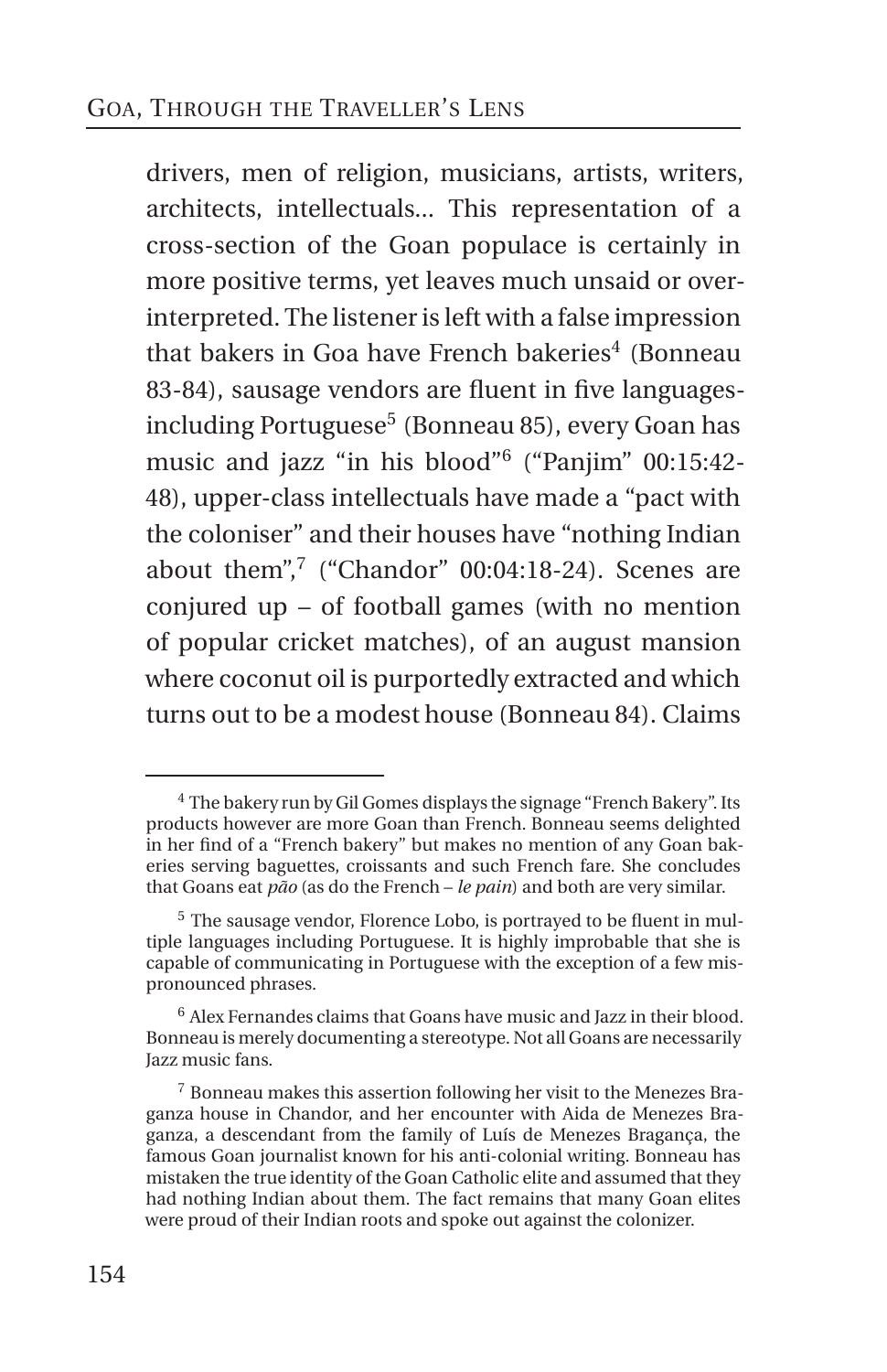drivers, men of religion, musicians, artists, writers, architects, intellectuals... This representation of a cross-section of the Goan populace is certainly in more positive terms, yet leaves much unsaid or over-interpreted. The listener is left with a false impression that bakers in Goa have French bakeries[4] (Bonneau 83-84), sausage vendors are fluent in five languages-including Portuguese[5] (Bonneau 85), every Goan has music and jazz "in his blood"[6] ("Panjim" 00:15:42-48), upper-class intellectuals have made a "pact with the coloniser" and their houses have "nothing Indian about them",[7] ("Chandor" 00:04:18-24). Scenes are conjured up – of football games (with no mention of popular cricket matches), of an august mansion where coconut oil is purportedly extracted and which turns out to be a modest house (Bonneau 84). Claims

---

[4] The bakery run by Gil Gomes displays the signage "French Bakery". Its products however are more Goan than French. Bonneau seems delighted in her find of a "French bakery" but makes no mention of any Goan bakeries serving baguettes, croissants and such French fare. She concludes that Goans eat *pão* (as do the French – *le pain*) and both are very similar.

[5] The sausage vendor, Florence Lobo, is portrayed to be fluent in multiple languages including Portuguese. It is highly improbable that she is capable of communicating in Portuguese with the exception of a few mispronounced phrases.

[6] Alex Fernandes claims that Goans have music and Jazz in their blood. Bonneau is merely documenting a stereotype. Not all Goans are necessarily Jazz music fans.

[7] Bonneau makes this assertion following her visit to the Menezes Braganza house in Chandor, and her encounter with Aida de Menezes Braganza, a descendant from the family of Luís de Menezes Bragança, the famous Goan journalist known for his anti-colonial writing. Bonneau has mistaken the true identity of the Goan Catholic elite and assumed that they had nothing Indian about them. The fact remains that many Goan elites were proud of their Indian roots and spoke out against the colonizer.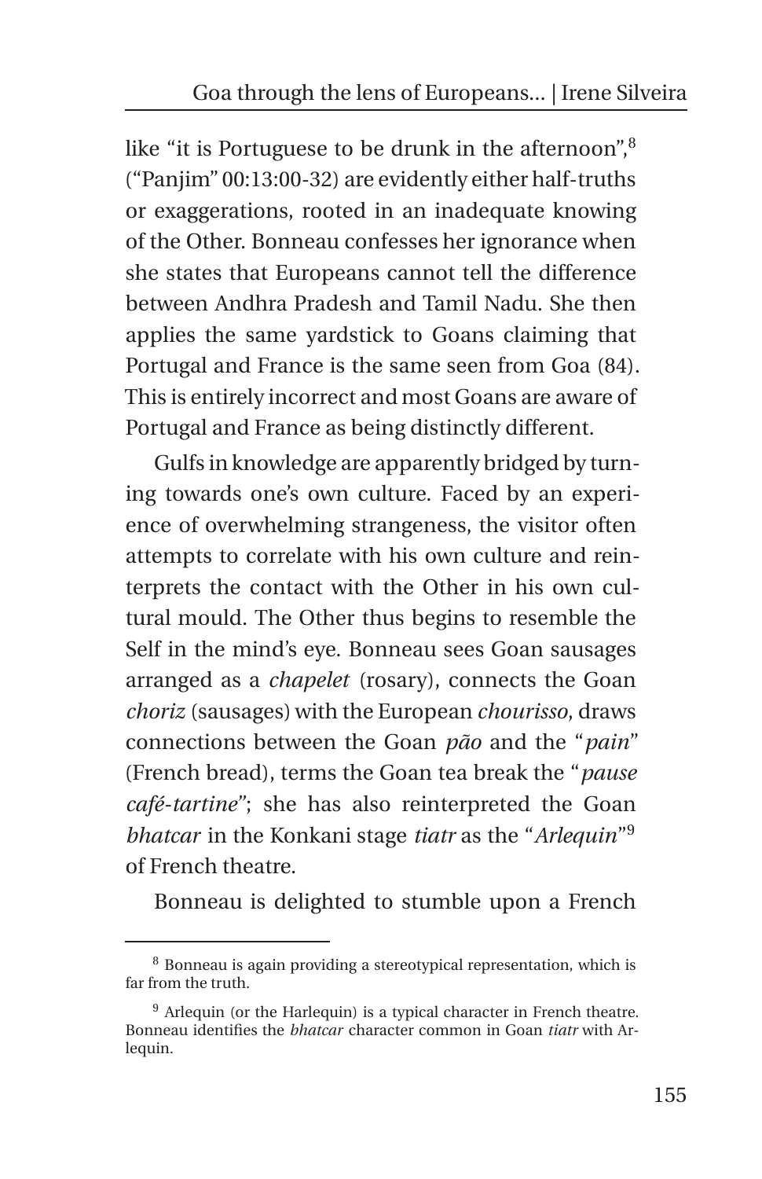like "it is Portuguese to be drunk in the afternoon",[8] ("Panjim" 00:13:00-32) are evidently either half-truths or exaggerations, rooted in an inadequate knowing of the Other. Bonneau confesses her ignorance when she states that Europeans cannot tell the difference between Andhra Pradesh and Tamil Nadu. She then applies the same yardstick to Goans claiming that Portugal and France is the same seen from Goa (84). This is entirely incorrect and most Goans are aware of Portugal and France as being distinctly different.

Gulfs in knowledge are apparently bridged by turning towards one's own culture. Faced by an experience of overwhelming strangeness, the visitor often attempts to correlate with his own culture and reinterprets the contact with the Other in his own cultural mould. The Other thus begins to resemble the Self in the mind's eye. Bonneau sees Goan sausages arranged as a *chapelet* (rosary), connects the Goan *choriz* (sausages) with the European *chourisso*, draws connections between the Goan *pão* and the "*pain*" (French bread), terms the Goan tea break the "*pause café-tartine*"; she has also reinterpreted the Goan *bhatcar* in the Konkani stage *tiatr* as the "*Arlequin*"[9] of French theatre.

Bonneau is delighted to stumble upon a French

---

[8] Bonneau is again providing a stereotypical representation, which is far from the truth.

[9] Arlequin (or the Harlequin) is a typical character in French theatre. Bonneau identifies the *bhatcar* character common in Goan *tiatr* with Arlequin.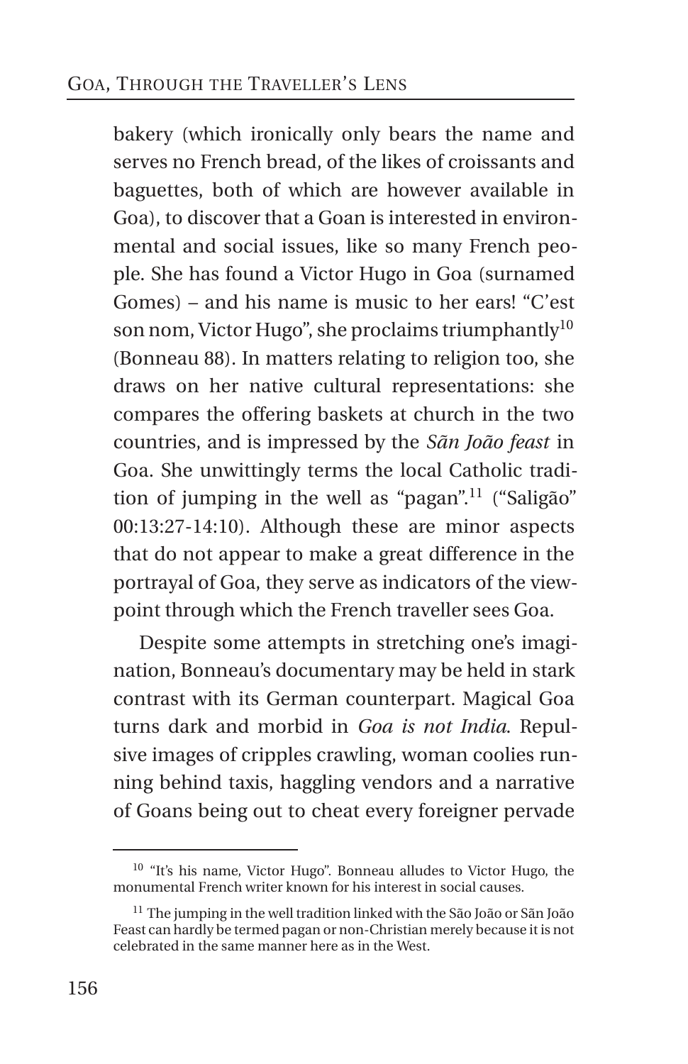bakery (which ironically only bears the name and serves no French bread, of the likes of croissants and baguettes, both of which are however available in Goa), to discover that a Goan is interested in environmental and social issues, like so many French people. She has found a Victor Hugo in Goa (surnamed Gomes) – and his name is music to her ears! "C'est son nom, Victor Hugo", she proclaims triumphantly[10] (Bonneau 88). In matters relating to religion too, she draws on her native cultural representations: she compares the offering baskets at church in the two countries, and is impressed by the *Sãn João feast* in Goa. She unwittingly terms the local Catholic tradition of jumping in the well as "pagan".[11] ("Saligão" 00:13:27-14:10). Although these are minor aspects that do not appear to make a great difference in the portrayal of Goa, they serve as indicators of the viewpoint through which the French traveller sees Goa.

Despite some attempts in stretching one's imagination, Bonneau's documentary may be held in stark contrast with its German counterpart. Magical Goa turns dark and morbid in *Goa is not India*. Repulsive images of cripples crawling, woman coolies running behind taxis, haggling vendors and a narrative of Goans being out to cheat every foreigner pervade

---

[10] "It's his name, Victor Hugo". Bonneau alludes to Victor Hugo, the monumental French writer known for his interest in social causes.

[11] The jumping in the well tradition linked with the São João or Sãn João Feast can hardly be termed pagan or non-Christian merely because it is not celebrated in the same manner here as in the West.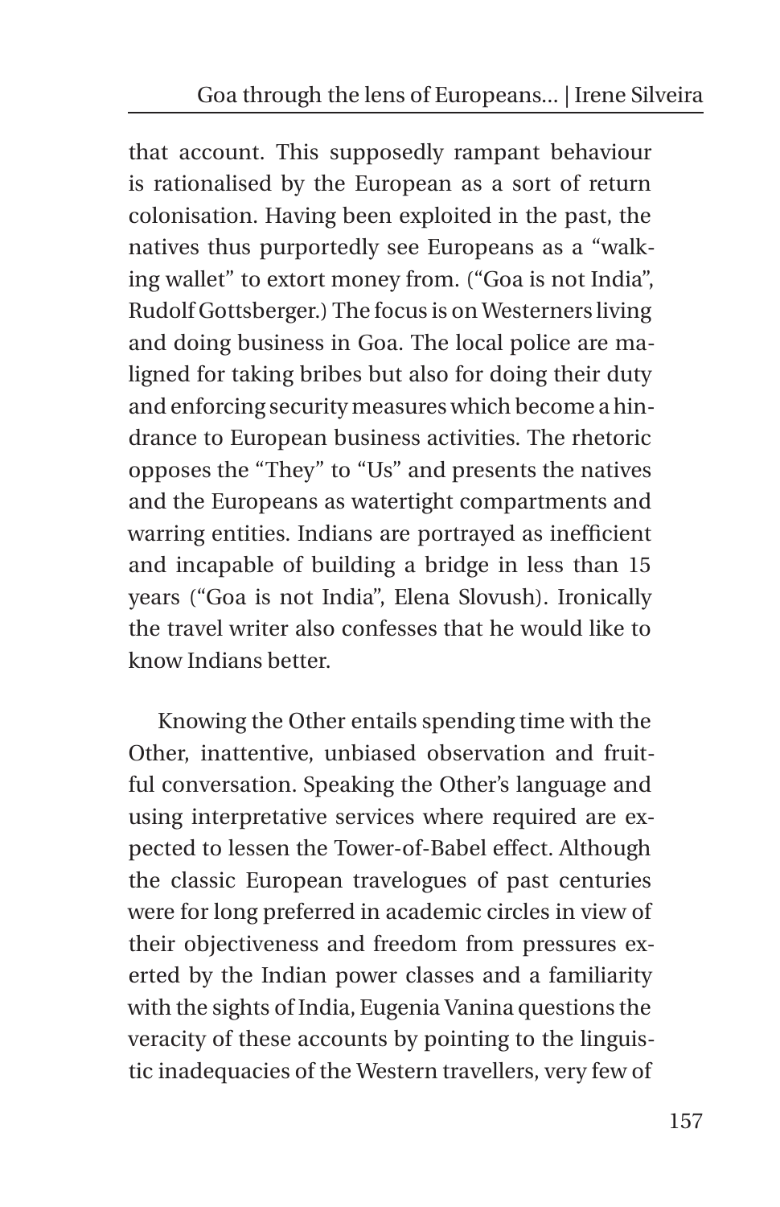that account. This supposedly rampant behaviour is rationalised by the European as a sort of return colonisation. Having been exploited in the past, the natives thus purportedly see Europeans as a "walking wallet" to extort money from. ("Goa is not India", Rudolf Gottsberger.) The focus is on Westerners living and doing business in Goa. The local police are maligned for taking bribes but also for doing their duty and enforcing security measures which become a hindrance to European business activities. The rhetoric opposes the "They" to "Us" and presents the natives and the Europeans as watertight compartments and warring entities. Indians are portrayed as inefficient and incapable of building a bridge in less than 15 years ("Goa is not India", Elena Slovush). Ironically the travel writer also confesses that he would like to know Indians better.

Knowing the Other entails spending time with the Other, inattentive, unbiased observation and fruitful conversation. Speaking the Other's language and using interpretative services where required are expected to lessen the Tower-of-Babel effect. Although the classic European travelogues of past centuries were for long preferred in academic circles in view of their objectiveness and freedom from pressures exerted by the Indian power classes and a familiarity with the sights of India, Eugenia Vanina questions the veracity of these accounts by pointing to the linguistic inadequacies of the Western travellers, very few of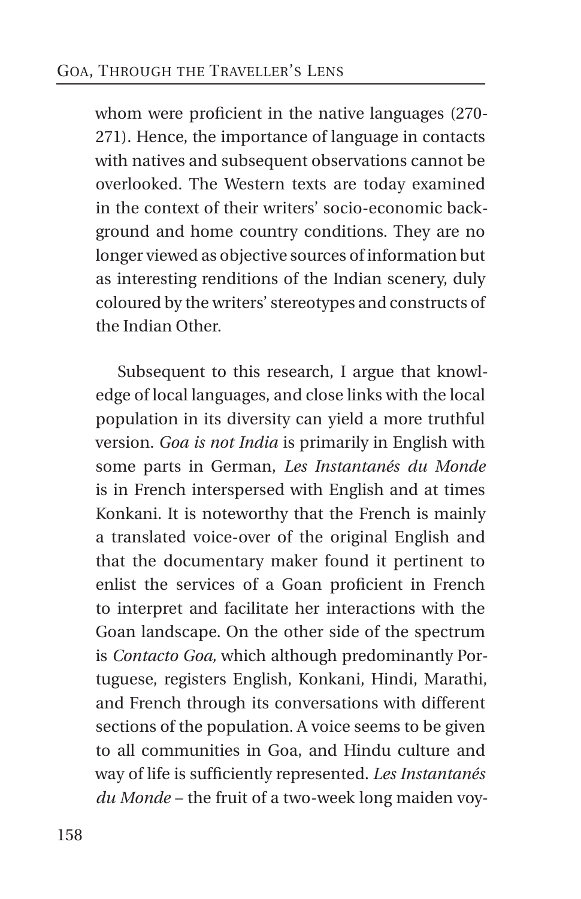whom were proficient in the native languages (270-271). Hence, the importance of language in contacts with natives and subsequent observations cannot be overlooked. The Western texts are today examined in the context of their writers' socio-economic background and home country conditions. They are no longer viewed as objective sources of information but as interesting renditions of the Indian scenery, duly coloured by the writers' stereotypes and constructs of the Indian Other.

Subsequent to this research, I argue that knowledge of local languages, and close links with the local population in its diversity can yield a more truthful version. *Goa is not India* is primarily in English with some parts in German, *Les Instantanés du Monde* is in French interspersed with English and at times Konkani. It is noteworthy that the French is mainly a translated voice-over of the original English and that the documentary maker found it pertinent to enlist the services of a Goan proficient in French to interpret and facilitate her interactions with the Goan landscape. On the other side of the spectrum is *Contacto Goa,* which although predominantly Portuguese, registers English, Konkani, Hindi, Marathi, and French through its conversations with different sections of the population. A voice seems to be given to all communities in Goa, and Hindu culture and way of life is sufficiently represented. *Les Instantanés du Monde* – the fruit of a two-week long maiden voy-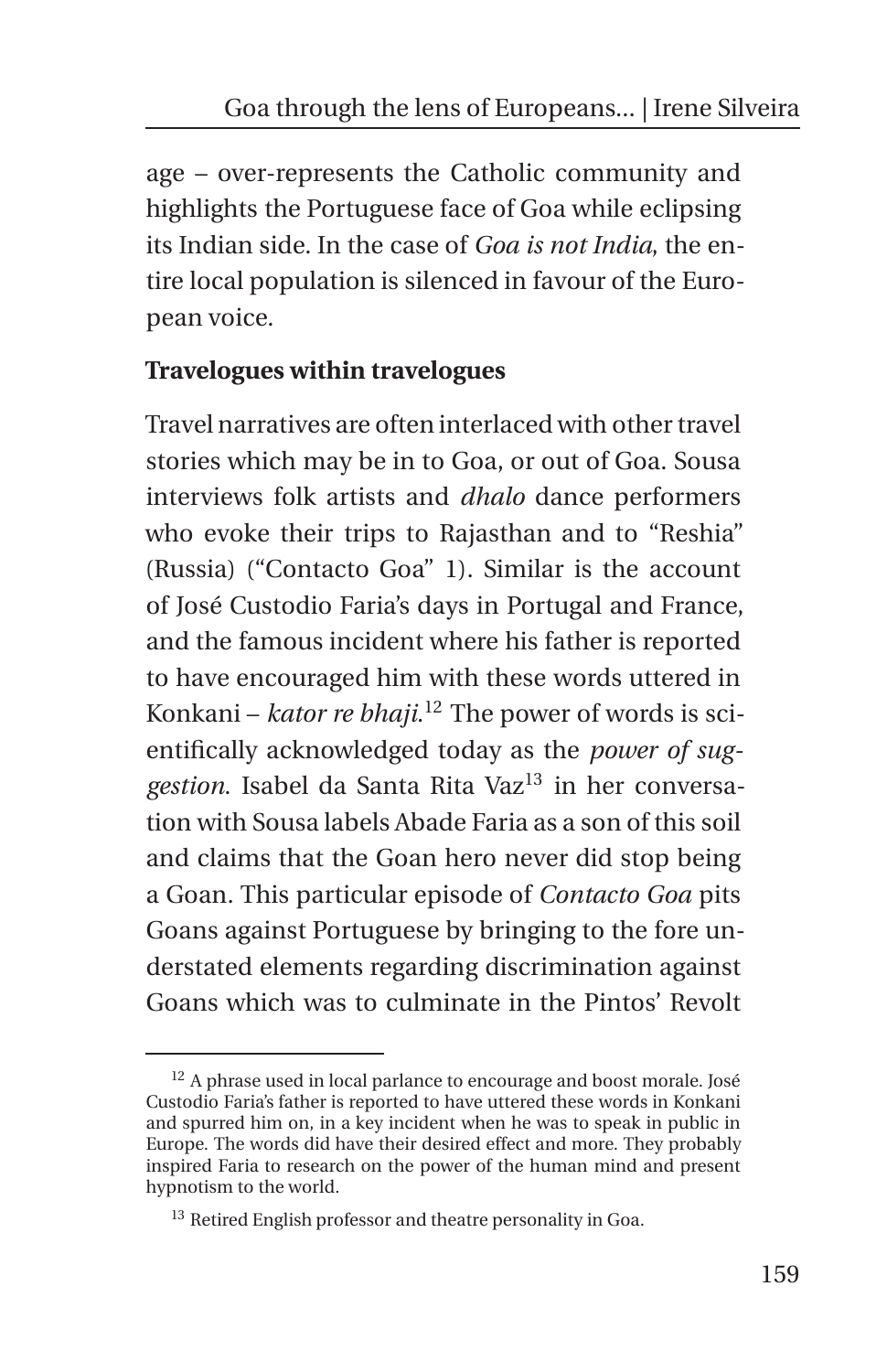age – over-represents the Catholic community and highlights the Portuguese face of Goa while eclipsing its Indian side. In the case of *Goa is not India*, the entire local population is silenced in favour of the European voice.

**Travelogues within travelogues**

Travel narratives are often interlaced with other travel stories which may be in to Goa, or out of Goa. Sousa interviews folk artists and *dhalo* dance performers who evoke their trips to Rajasthan and to "Reshia" (Russia) ("Contacto Goa" 1). Similar is the account of José Custodio Faria's days in Portugal and France, and the famous incident where his father is reported to have encouraged him with these words uttered in Konkani – *kator re bhaji*.[12] The power of words is scientifically acknowledged today as the *power of suggestion*. Isabel da Santa Rita Vaz[13] in her conversation with Sousa labels Abade Faria as a son of this soil and claims that the Goan hero never did stop being a Goan. This particular episode of *Contacto Goa* pits Goans against Portuguese by bringing to the fore understated elements regarding discrimination against Goans which was to culminate in the Pintos' Revolt

[12] A phrase used in local parlance to encourage and boost morale. José Custodio Faria's father is reported to have uttered these words in Konkani and spurred him on, in a key incident when he was to speak in public in Europe. The words did have their desired effect and more. They probably inspired Faria to research on the power of the human mind and present hypnotism to the world.

[13] Retired English professor and theatre personality in Goa.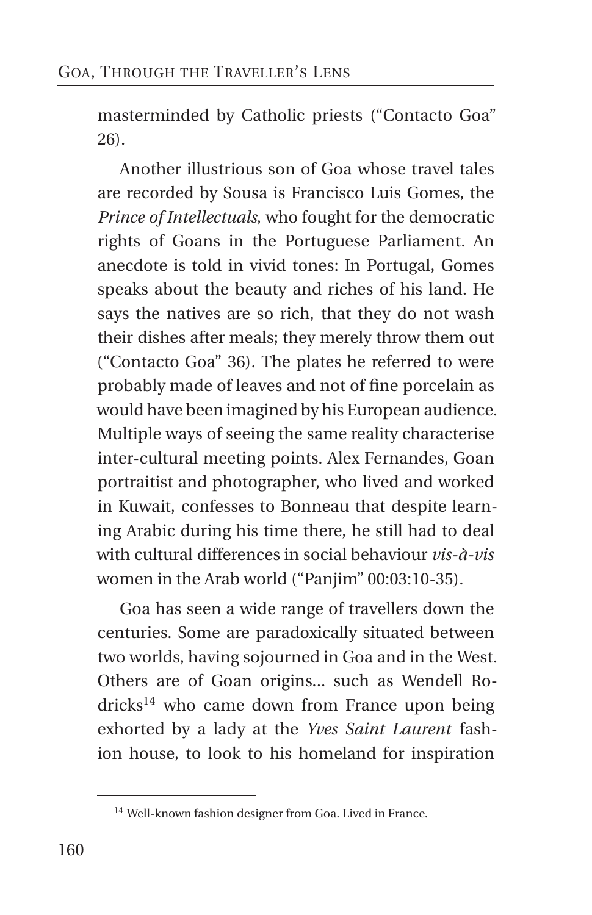masterminded by Catholic priests ("Contacto Goa" 26).

Another illustrious son of Goa whose travel tales are recorded by Sousa is Francisco Luis Gomes, the *Prince of Intellectuals*, who fought for the democratic rights of Goans in the Portuguese Parliament. An anecdote is told in vivid tones: In Portugal, Gomes speaks about the beauty and riches of his land. He says the natives are so rich, that they do not wash their dishes after meals; they merely throw them out ("Contacto Goa" 36). The plates he referred to were probably made of leaves and not of fine porcelain as would have been imagined by his European audience. Multiple ways of seeing the same reality characterise inter-cultural meeting points. Alex Fernandes, Goan portraitist and photographer, who lived and worked in Kuwait, confesses to Bonneau that despite learning Arabic during his time there, he still had to deal with cultural differences in social behaviour *vis-à-vis* women in the Arab world ("Panjim" 00:03:10-35).

Goa has seen a wide range of travellers down the centuries. Some are paradoxically situated between two worlds, having sojourned in Goa and in the West. Others are of Goan origins... such as Wendell Rodricks[14] who came down from France upon being exhorted by a lady at the *Yves Saint Laurent* fashion house, to look to his homeland for inspiration

[14] Well-known fashion designer from Goa. Lived in France.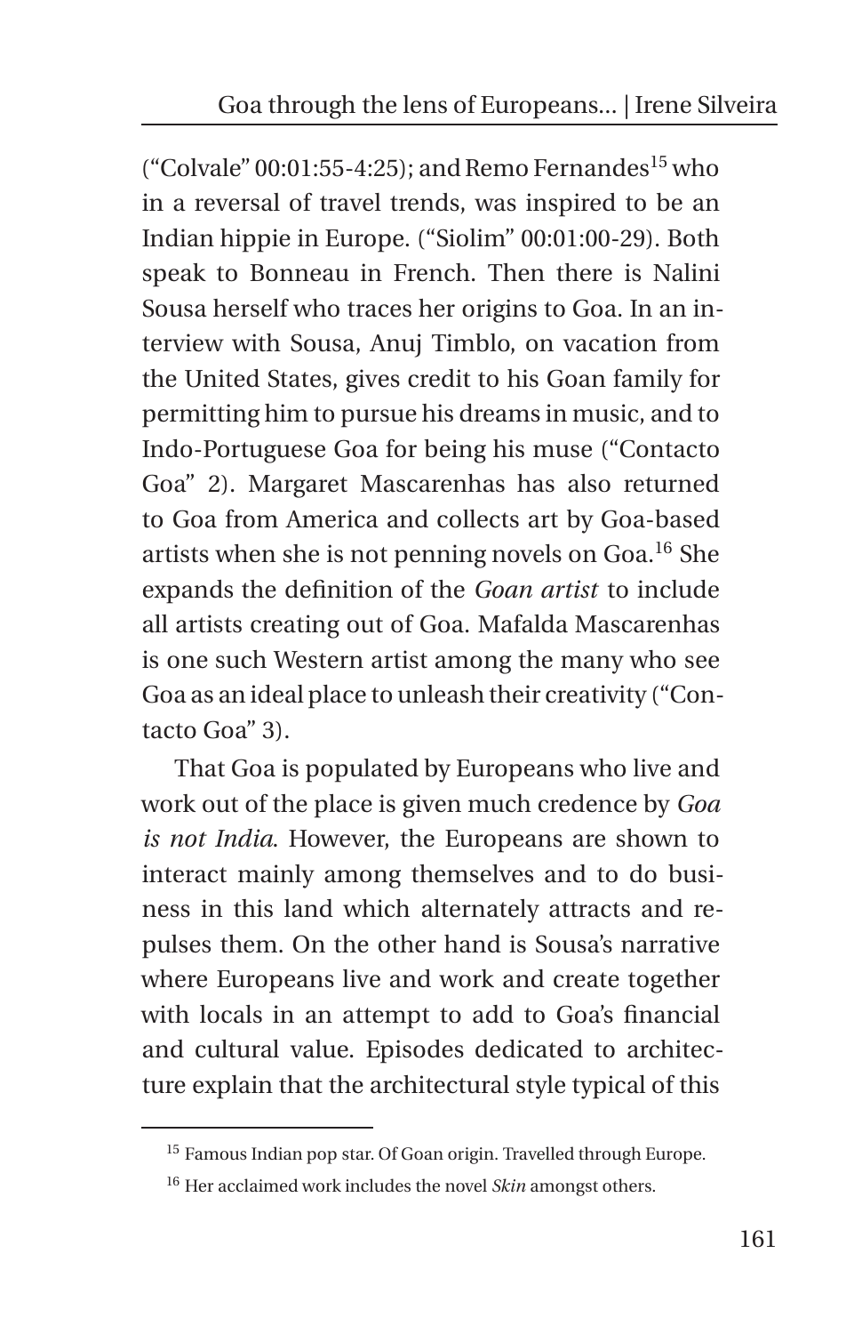("Colvale" 00:01:55-4:25); and Remo Fernandes[15] who in a reversal of travel trends, was inspired to be an Indian hippie in Europe. ("Siolim" 00:01:00-29). Both speak to Bonneau in French. Then there is Nalini Sousa herself who traces her origins to Goa. In an interview with Sousa, Anuj Timblo, on vacation from the United States, gives credit to his Goan family for permitting him to pursue his dreams in music, and to Indo-Portuguese Goa for being his muse ("Contacto Goa" 2). Margaret Mascarenhas has also returned to Goa from America and collects art by Goa-based artists when she is not penning novels on Goa.[16] She expands the definition of the *Goan artist* to include all artists creating out of Goa. Mafalda Mascarenhas is one such Western artist among the many who see Goa as an ideal place to unleash their creativity ("Contacto Goa" 3).

That Goa is populated by Europeans who live and work out of the place is given much credence by *Goa is not India*. However, the Europeans are shown to interact mainly among themselves and to do business in this land which alternately attracts and repulses them. On the other hand is Sousa's narrative where Europeans live and work and create together with locals in an attempt to add to Goa's financial and cultural value. Episodes dedicated to architecture explain that the architectural style typical of this

---

[15] Famous Indian pop star. Of Goan origin. Travelled through Europe.

[16] Her acclaimed work includes the novel *Skin* amongst others.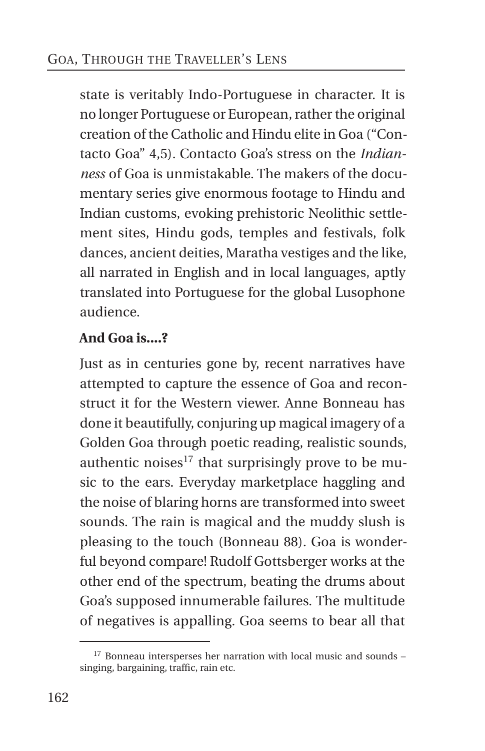state is veritably Indo-Portuguese in character. It is no longer Portuguese or European, rather the original creation of the Catholic and Hindu elite in Goa ("Contacto Goa" 4,5). Contacto Goa's stress on the *Indianness* of Goa is unmistakable. The makers of the documentary series give enormous footage to Hindu and Indian customs, evoking prehistoric Neolithic settlement sites, Hindu gods, temples and festivals, folk dances, ancient deities, Maratha vestiges and the like, all narrated in English and in local languages, aptly translated into Portuguese for the global Lusophone audience.

**And Goa is....?**

Just as in centuries gone by, recent narratives have attempted to capture the essence of Goa and reconstruct it for the Western viewer. Anne Bonneau has done it beautifully, conjuring up magical imagery of a Golden Goa through poetic reading, realistic sounds, authentic noises[17] that surprisingly prove to be music to the ears. Everyday marketplace haggling and the noise of blaring horns are transformed into sweet sounds. The rain is magical and the muddy slush is pleasing to the touch (Bonneau 88). Goa is wonderful beyond compare! Rudolf Gottsberger works at the other end of the spectrum, beating the drums about Goa's supposed innumerable failures. The multitude of negatives is appalling. Goa seems to bear all that

[17] Bonneau intersperses her narration with local music and sounds – singing, bargaining, traffic, rain etc.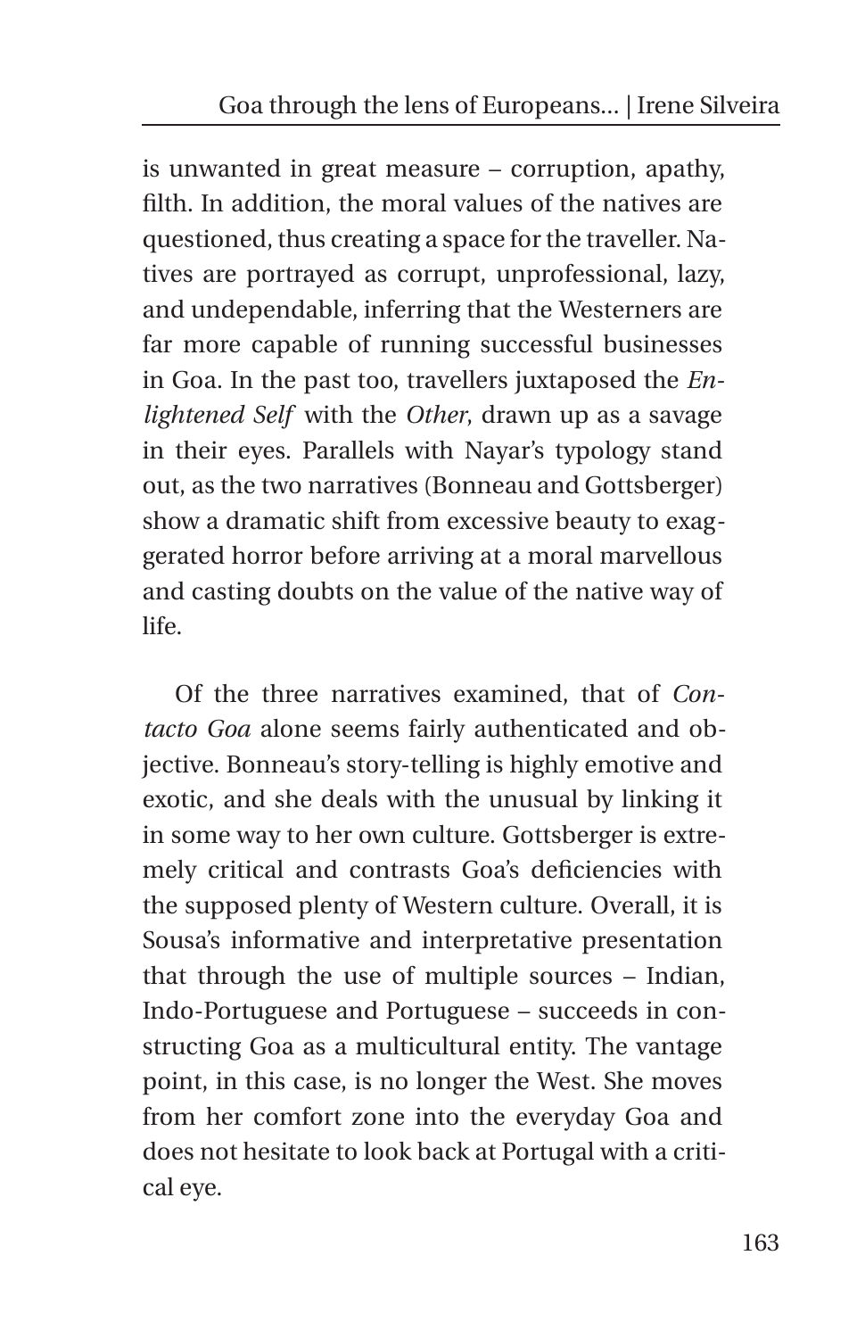is unwanted in great measure – corruption, apathy, filth. In addition, the moral values of the natives are questioned, thus creating a space for the traveller. Natives are portrayed as corrupt, unprofessional, lazy, and undependable, inferring that the Westerners are far more capable of running successful businesses in Goa. In the past too, travellers juxtaposed the *Enlightened Self* with the *Other*, drawn up as a savage in their eyes. Parallels with Nayar's typology stand out, as the two narratives (Bonneau and Gottsberger) show a dramatic shift from excessive beauty to exaggerated horror before arriving at a moral marvellous and casting doubts on the value of the native way of life.

Of the three narratives examined, that of *Contacto Goa* alone seems fairly authenticated and objective. Bonneau's story-telling is highly emotive and exotic, and she deals with the unusual by linking it in some way to her own culture. Gottsberger is extremely critical and contrasts Goa's deficiencies with the supposed plenty of Western culture. Overall, it is Sousa's informative and interpretative presentation that through the use of multiple sources – Indian, Indo-Portuguese and Portuguese – succeeds in constructing Goa as a multicultural entity. The vantage point, in this case, is no longer the West. She moves from her comfort zone into the everyday Goa and does not hesitate to look back at Portugal with a critical eye.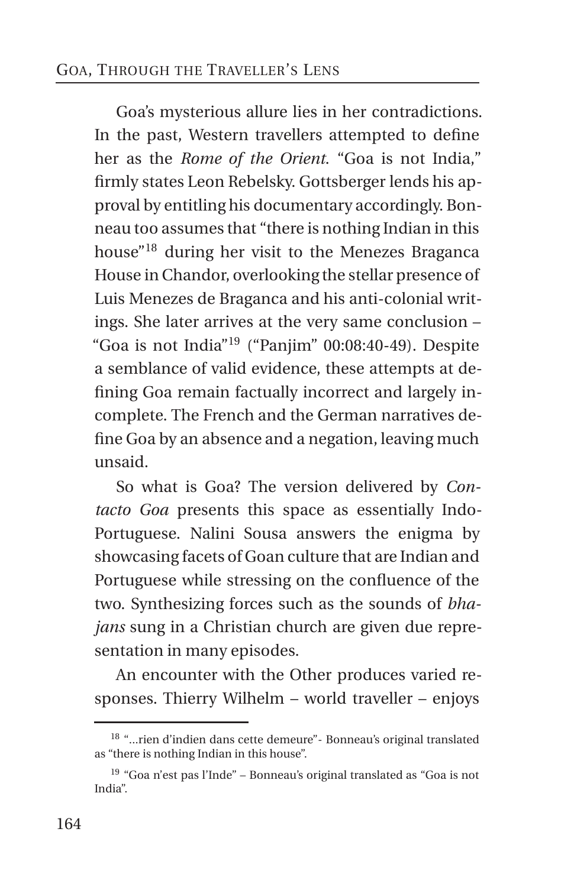Goa's mysterious allure lies in her contradictions. In the past, Western travellers attempted to define her as the *Rome of the Orient*. "Goa is not India," firmly states Leon Rebelsky. Gottsberger lends his approval by entitling his documentary accordingly. Bonneau too assumes that "there is nothing Indian in this house"[18] during her visit to the Menezes Braganca House in Chandor, overlooking the stellar presence of Luis Menezes de Braganca and his anti-colonial writings. She later arrives at the very same conclusion – "Goa is not India"[19] ("Panjim" 00:08:40-49). Despite a semblance of valid evidence, these attempts at defining Goa remain factually incorrect and largely incomplete. The French and the German narratives define Goa by an absence and a negation, leaving much unsaid.

So what is Goa? The version delivered by *Contacto Goa* presents this space as essentially Indo-Portuguese. Nalini Sousa answers the enigma by showcasing facets of Goan culture that are Indian and Portuguese while stressing on the confluence of the two. Synthesizing forces such as the sounds of *bhajans* sung in a Christian church are given due representation in many episodes.

An encounter with the Other produces varied responses. Thierry Wilhelm – world traveller – enjoys

---

[18] "...rien d'indien dans cette demeure"- Bonneau's original translated as "there is nothing Indian in this house".

[19] "Goa n'est pas l'Inde" – Bonneau's original translated as "Goa is not India".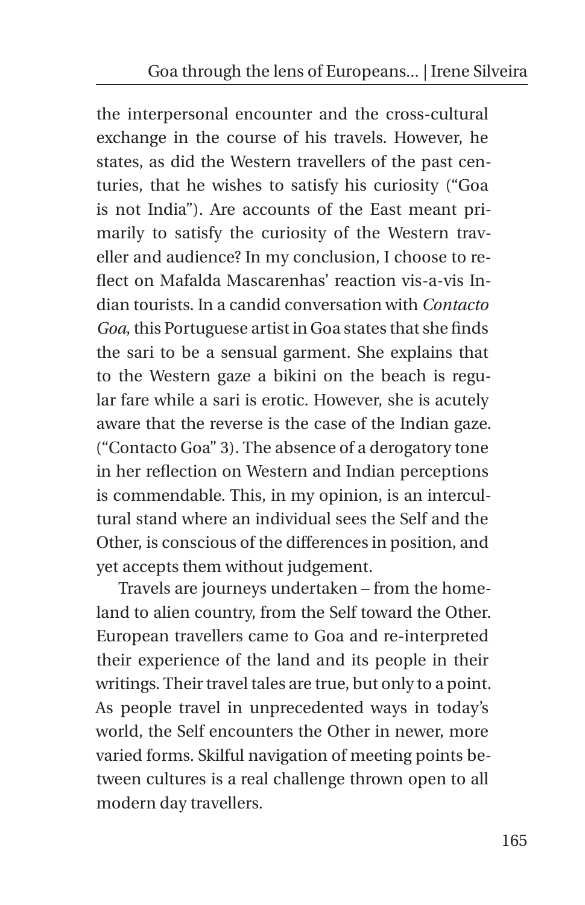the interpersonal encounter and the cross-cultural exchange in the course of his travels. However, he states, as did the Western travellers of the past centuries, that he wishes to satisfy his curiosity ("Goa is not India"). Are accounts of the East meant primarily to satisfy the curiosity of the Western traveller and audience? In my conclusion, I choose to reflect on Mafalda Mascarenhas' reaction vis-a-vis Indian tourists. In a candid conversation with *Contacto Goa*, this Portuguese artist in Goa states that she finds the sari to be a sensual garment. She explains that to the Western gaze a bikini on the beach is regular fare while a sari is erotic. However, she is acutely aware that the reverse is the case of the Indian gaze. ("Contacto Goa" 3). The absence of a derogatory tone in her reflection on Western and Indian perceptions is commendable. This, in my opinion, is an intercultural stand where an individual sees the Self and the Other, is conscious of the differences in position, and yet accepts them without judgement.

Travels are journeys undertaken – from the homeland to alien country, from the Self toward the Other. European travellers came to Goa and re-interpreted their experience of the land and its people in their writings. Their travel tales are true, but only to a point. As people travel in unprecedented ways in today's world, the Self encounters the Other in newer, more varied forms. Skilful navigation of meeting points between cultures is a real challenge thrown open to all modern day travellers.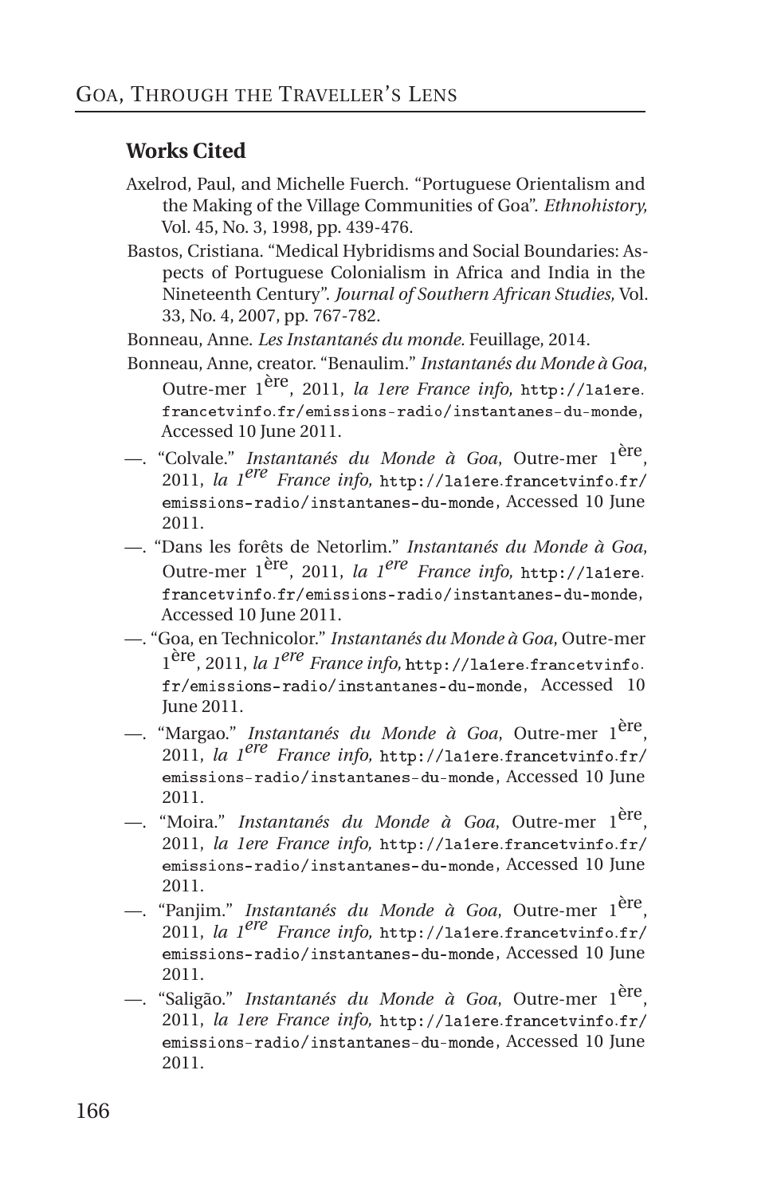## Works Cited

Axelrod, Paul, and Michelle Fuerch. "Portuguese Orientalism and the Making of the Village Communities of Goa". *Ethnohistory,* Vol. 45, No. 3, 1998, pp. 439-476.

Bastos, Cristiana. "Medical Hybridisms and Social Boundaries: Aspects of Portuguese Colonialism in Africa and India in the Nineteenth Century". *Journal of Southern African Studies,* Vol. 33, No. 4, 2007, pp. 767-782.

Bonneau, Anne. *Les Instantanés du monde.* Feuillage, 2014.

Bonneau, Anne, creator. "Benaulim." *Instantanés du Monde à Goa*, Outre-mer 1ère, 2011, *la 1ere France info,* `http://la1ere.francetvinfo.fr/emissions-radio/instantanes-du-monde`, Accessed 10 June 2011.

—. "Colvale." *Instantanés du Monde à Goa*, Outre-mer 1ère, 2011, *la 1ere France info,* `http://la1ere.francetvinfo.fr/emissions-radio/instantanes-du-monde`, Accessed 10 June 2011.

—. "Dans les forêts de Netorlim." *Instantanés du Monde à Goa*, Outre-mer 1ère, 2011, *la 1ere France info,* `http://la1ere.francetvinfo.fr/emissions-radio/instantanes-du-monde`, Accessed 10 June 2011.

—. "Goa, en Technicolor." *Instantanés du Monde à Goa*, Outre-mer 1ère, 2011, *la 1ere France info,* `http://la1ere.francetvinfo.fr/emissions-radio/instantanes-du-monde`, Accessed 10 June 2011.

—. "Margao." *Instantanés du Monde à Goa*, Outre-mer 1ère, 2011, *la 1ere France info,* `http://la1ere.francetvinfo.fr/emissions-radio/instantanes-du-monde`, Accessed 10 June 2011.

—. "Moira." *Instantanés du Monde à Goa*, Outre-mer 1ère, 2011, *la 1ere France info,* `http://la1ere.francetvinfo.fr/emissions-radio/instantanes-du-monde`, Accessed 10 June 2011.

—. "Panjim." *Instantanés du Monde à Goa*, Outre-mer 1ère, 2011, *la 1ere France info,* `http://la1ere.francetvinfo.fr/emissions-radio/instantanes-du-monde`, Accessed 10 June 2011.

—. "Saligão." *Instantanés du Monde à Goa*, Outre-mer 1ère, 2011, *la 1ere France info,* `http://la1ere.francetvinfo.fr/emissions-radio/instantanes-du-monde`, Accessed 10 June 2011.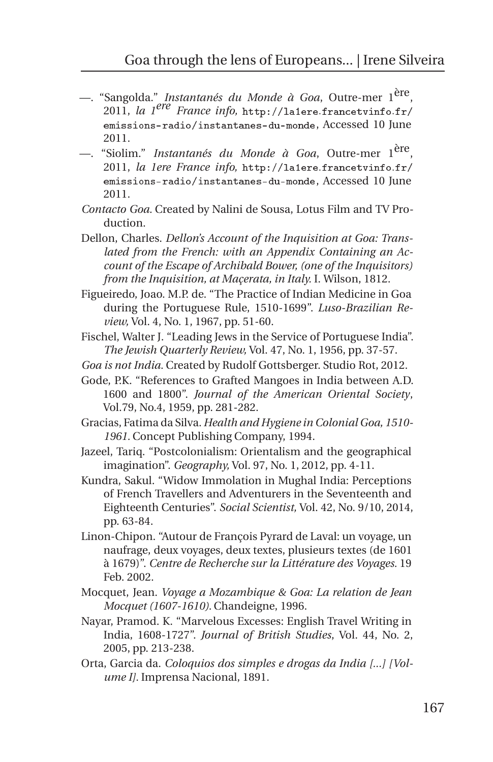—. "Sangolda." *Instantanés du Monde à Goa*, Outre-mer 1ère, 2011, *la 1ere France info,* http://la1ere.francetvinfo.fr/emissions-radio/instantanes-du-monde, Accessed 10 June 2011.

—. "Siolim." *Instantanés du Monde à Goa*, Outre-mer 1ère, 2011, *la 1ere France info,* http://la1ere.francetvinfo.fr/emissions-radio/instantanes-du-monde, Accessed 10 June 2011.

*Contacto Goa.* Created by Nalini de Sousa, Lotus Film and TV Production.

Dellon, Charles. *Dellon's Account of the Inquisition at Goa: Translated from the French: with an Appendix Containing an Account of the Escape of Archibald Bower, (one of the Inquisitors) from the Inquisition, at Maçerata, in Italy.* I. Wilson, 1812.

Figueiredo, Joao. M.P. de. "The Practice of Indian Medicine in Goa during the Portuguese Rule, 1510-1699". *Luso-Brazilian Review,* Vol. 4, No. 1, 1967, pp. 51-60.

Fischel, Walter J. "Leading Jews in the Service of Portuguese India". *The Jewish Quarterly Review,* Vol. 47, No. 1, 1956, pp. 37-57.

*Goa is not India.* Created by Rudolf Gottsberger. Studio Rot, 2012.

Gode, P.K. "References to Grafted Mangoes in India between A.D. 1600 and 1800". *Journal of the American Oriental Society*, Vol.79, No.4, 1959, pp. 281-282.

Gracias, Fatima da Silva. *Health and Hygiene in Colonial Goa, 1510-1961.* Concept Publishing Company, 1994.

Jazeel, Tariq. "Postcolonialism: Orientalism and the geographical imagination". *Geography,* Vol. 97, No. 1, 2012, pp. 4-11.

Kundra, Sakul. "Widow Immolation in Mughal India: Perceptions of French Travellers and Adventurers in the Seventeenth and Eighteenth Centuries". *Social Scientist,* Vol. 42, No. 9/10, 2014, pp. 63-84.

Linon-Chipon. "Autour de François Pyrard de Laval: un voyage, un naufrage, deux voyages, deux textes, plusieurs textes (de 1601 à 1679)". *Centre de Recherche sur la Littérature des Voyages.* 19 Feb. 2002.

Mocquet, Jean. *Voyage a Mozambique & Goa: La relation de Jean Mocquet (1607-1610).* Chandeigne, 1996.

Nayar, Pramod. K. "Marvelous Excesses: English Travel Writing in India, 1608-1727". *Journal of British Studies*, Vol. 44, No. 2, 2005, pp. 213-238.

Orta, Garcia da. *Coloquios dos simples e drogas da India [...] [Volume I].* Imprensa Nacional, 1891.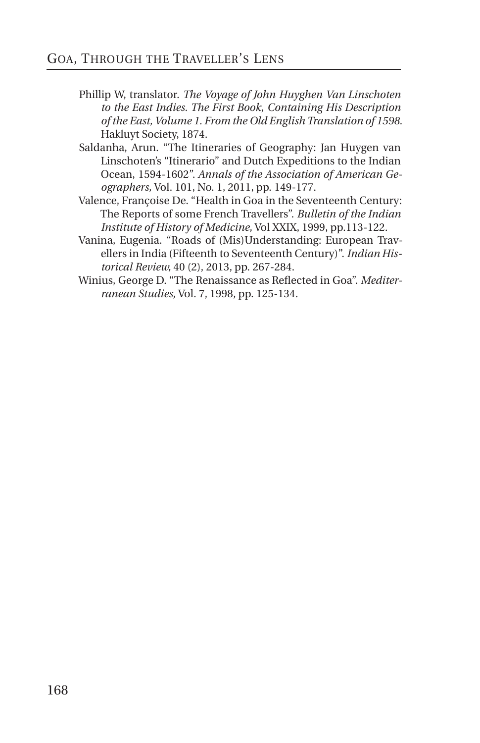Phillip W, translator. *The Voyage of John Huyghen Van Linschoten to the East Indies. The First Book, Containing His Description of the East, Volume 1. From the Old English Translation of 1598.* Hakluyt Society, 1874.

Saldanha, Arun. "The Itineraries of Geography: Jan Huygen van Linschoten's "Itinerario" and Dutch Expeditions to the Indian Ocean, 1594-1602". *Annals of the Association of American Geographers,* Vol. 101, No. 1, 2011, pp. 149-177.

Valence, Françoise De. "Health in Goa in the Seventeenth Century: The Reports of some French Travellers". *Bulletin of the Indian Institute of History of Medicine,* Vol XXIX, 1999, pp.113-122.

Vanina, Eugenia. "Roads of (Mis)Understanding: European Travellers in India (Fifteenth to Seventeenth Century)". *Indian Historical Review,* 40 (2), 2013, pp. 267-284.

Winius, George D. "The Renaissance as Reflected in Goa". *Mediterranean Studies,* Vol. 7, 1998, pp. 125-134.